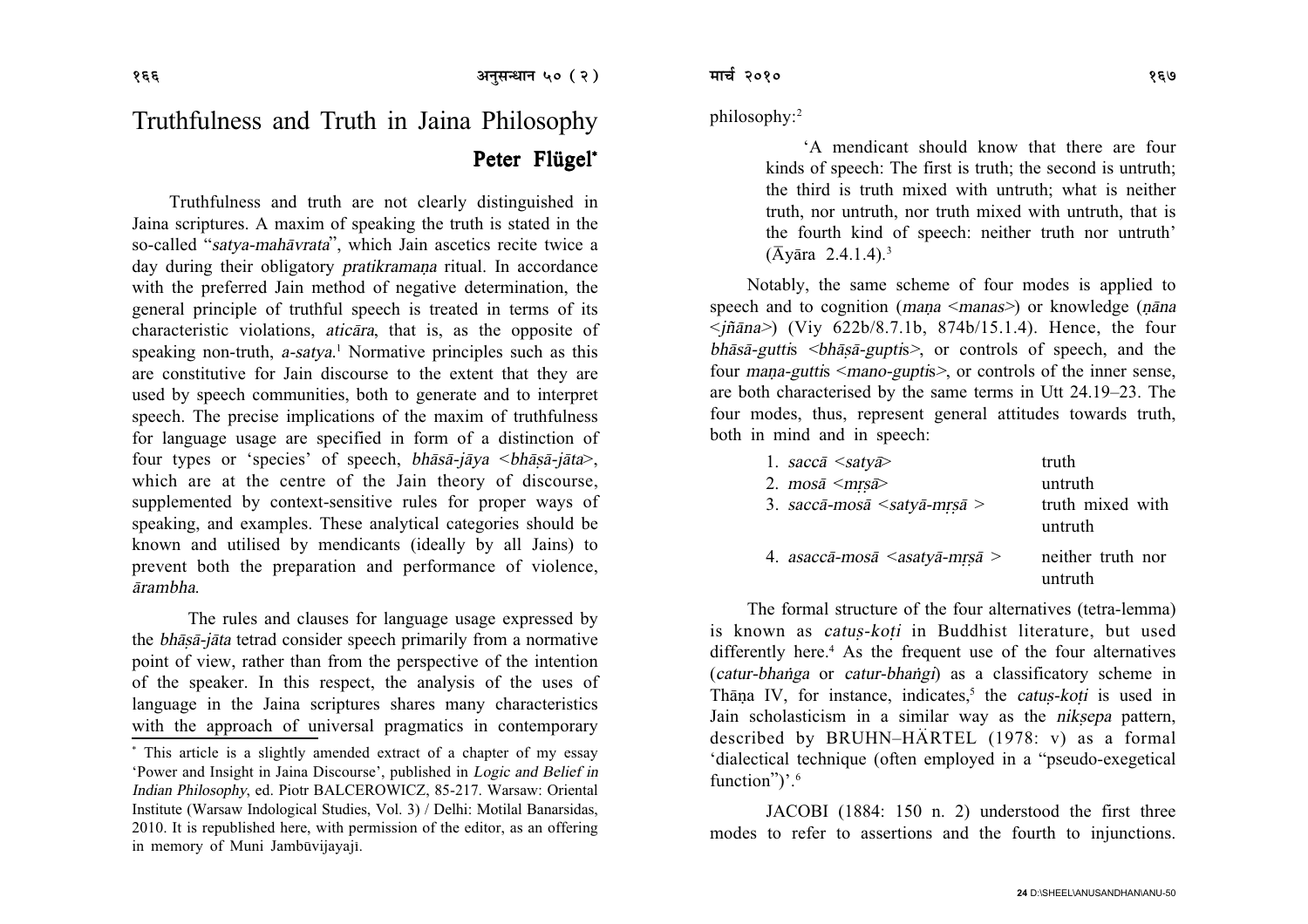# Truthfulness and Truth in Jaina Philosophy

**Peter Flügel***

Truthfulness and truth are not clearly distinguished in Jaina scriptures. A maxim of speaking the truth is stated in the so-called "*satya-mahāvrata*", which Jain ascetics recite twice a day during their obligatory *pratikramaṇa* ritual. In accordance with the preferred Jain method of negative determination, the general principle of truthful speech is treated in terms of its characteristic violations, *aticāra*, that is, as the opposite of speaking non-truth, *a-satya*.[1] Normative principles such as this are constitutive for Jain discourse to the extent that they are used by speech communities, both to generate and to interpret speech. The precise implications of the maxim of truthfulness for language usage are specified in form of a distinction of four types or 'species' of speech, *bhāsā-jāya* <*bhāṣā-jāta*>, which are at the centre of the Jain theory of discourse, supplemented by context-sensitive rules for proper ways of speaking, and examples. These analytical categories should be known and utilised by mendicants (ideally by all Jains) to prevent both the preparation and performance of violence, *ārambha*.

The rules and clauses for language usage expressed by the *bhāṣā-jāta* tetrad consider speech primarily from a normative point of view, rather than from the perspective of the intention of the speaker. In this respect, the analysis of the uses of language in the Jaina scriptures shares many characteristics with the approach of universal pragmatics in contemporary philosophy:[2]

> 'A mendicant should know that there are four kinds of speech: The first is truth; the second is untruth; the third is truth mixed with untruth; what is neither truth, nor untruth, nor truth mixed with untruth, that is the fourth kind of speech: neither truth nor untruth' (Āyāra 2.4.1.4).[3]

Notably, the same scheme of four modes is applied to speech and to cognition (*maṇa* <*manas*>) or knowledge (*ṇāna* <*jñāna*>) (Viy 622b/8.7.1b, 874b/15.1.4). Hence, the four *bhāsā-gutti*s <*bhāṣā-gupti*s>, or controls of speech, and the four *maṇa-gutti*s <*mano-gupti*s>, or controls of the inner sense, are both characterised by the same terms in Utt 24.19–23. The four modes, thus, represent general attitudes towards truth, both in mind and in speech:

| | |
|---|---|
| 1. *saccā* <*satyā*> | truth |
| 2. *mosā* <*mṛṣā*> | untruth |
| 3. *saccā-mosā* <*satyā-mṛṣā* > | truth mixed with untruth |
| 4. *asaccā-mosā* <*asatyā-mṛṣā* > | neither truth nor untruth |

The formal structure of the four alternatives (tetra-lemma) is known as *catuṣ-koṭi* in Buddhist literature, but used differently here.[4] As the frequent use of the four alternatives (*catur-bhaṅga* or *catur-bhaṅgi*) as a classificatory scheme in Thāṇa IV, for instance, indicates,[5] the *catuṣ-koṭi* is used in Jain scholasticism in a similar way as the *nikṣepa* pattern, described by BRUHN–HÄRTEL (1978: v) as a formal 'dialectical technique (often employed in a "pseudo-exegetical function")'.[6]

JACOBI (1884: 150 n. 2) understood the first three modes to refer to assertions and the fourth to injunctions.

---

\* This article is a slightly amended extract of a chapter of my essay 'Power and Insight in Jaina Discourse', published in *Logic and Belief in Indian Philosophy*, ed. Piotr BALCEROWICZ, 85-217. Warsaw: Oriental Institute (Warsaw Indological Studies, Vol. 3) / Delhi: Motilal Banarsidas, 2010. It is republished here, with permission of the editor, as an offering in memory of Muni Jambūvijayajī.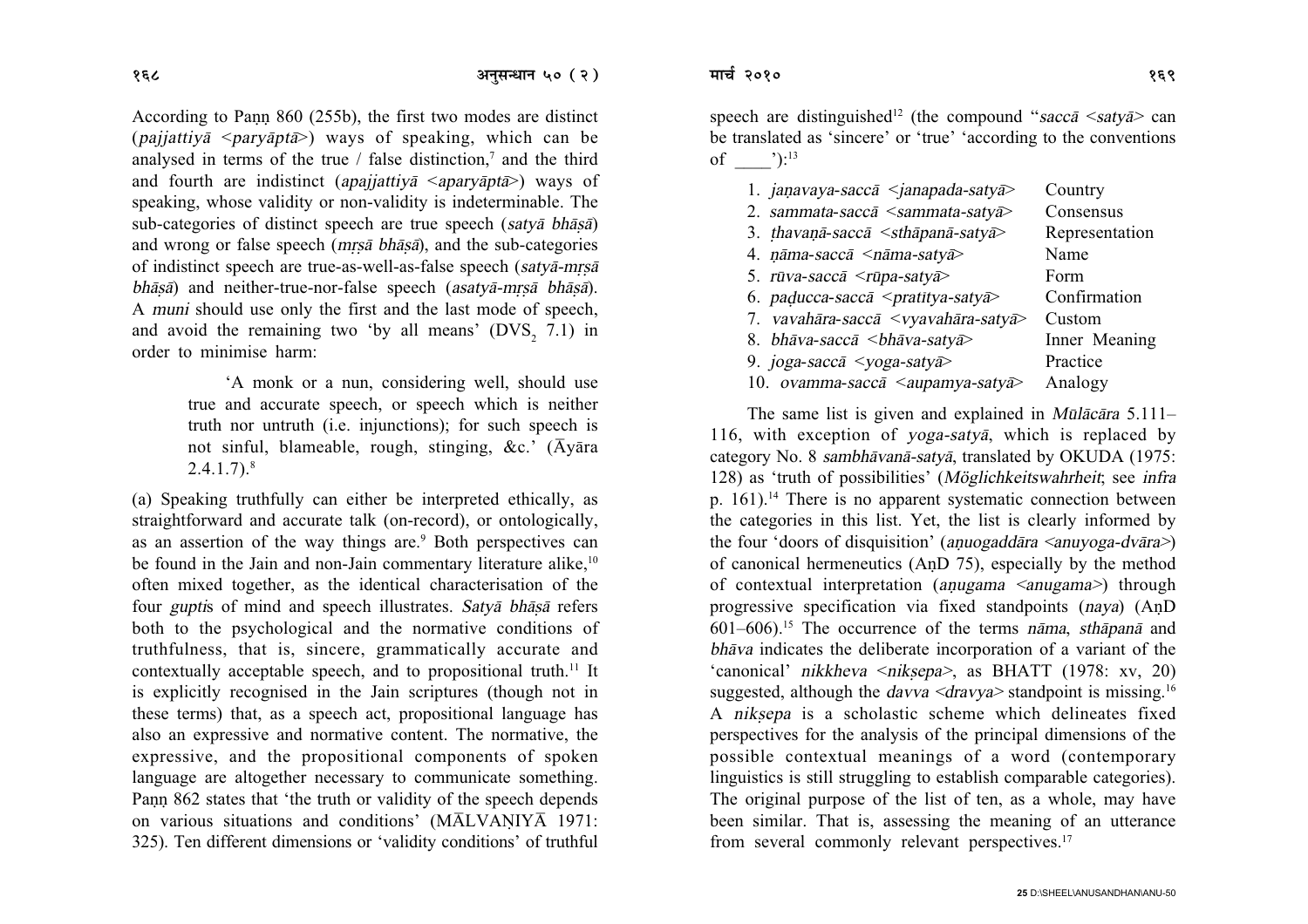According to Paṇṇ 860 (255b), the first two modes are distinct (*pajjattiyā* <*paryāptā*>) ways of speaking, which can be analysed in terms of the true / false distinction,[7] and the third and fourth are indistinct (*apajjattiyā* <*aparyāptā*>) ways of speaking, whose validity or non-validity is indeterminable. The sub-categories of distinct speech are true speech (*satyā bhāṣā*) and wrong or false speech (*mṛṣā bhāṣā*), and the sub-categories of indistinct speech are true-as-well-as-false speech (*satyā-mṛṣā bhāṣā*) and neither-true-nor-false speech (*asatyā-mṛṣā bhāṣā*). A *muni* should use only the first and the last mode of speech, and avoid the remaining two 'by all means' ($DVS_2$ 7.1) in order to minimise harm:

> 'A monk or a nun, considering well, should use true and accurate speech, or speech which is neither truth nor untruth (i.e. injunctions); for such speech is not sinful, blameable, rough, stinging, &c.' (Āyāra 2.4.1.7).[8]

(a) Speaking truthfully can either be interpreted ethically, as straightforward and accurate talk (on-record), or ontologically, as an assertion of the way things are.[9] Both perspectives can be found in the Jain and non-Jain commentary literature alike,[10] often mixed together, as the identical characterisation of the four *gupti*s of mind and speech illustrates. *Satyā bhāṣā* refers both to the psychological and the normative conditions of truthfulness, that is, sincere, grammatically accurate and contextually acceptable speech, and to propositional truth.[11] It is explicitly recognised in the Jain scriptures (though not in these terms) that, as a speech act, propositional language has also an expressive and normative content. The normative, the expressive, and the propositional components of spoken language are altogether necessary to communicate something. Paṇṇ 862 states that 'the truth or validity of the speech depends on various situations and conditions' (MĀLVAṆIYĀ 1971: 325). Ten different dimensions or 'validity conditions' of truthful speech are distinguished[12] (the compound "*saccā* <*satyā*> can be translated as 'sincere' or 'true' 'according to the conventions of \_\_\_\_'):[13]

| | |
|---|---|
| 1. *jaṇavaya-saccā* <*janapada-satyā*> | Country |
| 2. *sammata-saccā* <*sammata-satyā*> | Consensus |
| 3. *ṭhavaṇā-saccā* <*sthāpanā-satyā*> | Representation |
| 4. *ṇāma-saccā* <*nāma-satyā*> | Name |
| 5. *rūva-saccā* <*rūpa-satyā*> | Form |
| 6. *paḍucca-saccā* <*pratītya-satyā*> | Confirmation |
| 7. *vavahāra-saccā* <*vyavahāra-satyā*> | Custom |
| 8. *bhāva-saccā* <*bhāva-satyā*> | Inner Meaning |
| 9. *joga-saccā* <*yoga-satyā*> | Practice |
| 10. *ovamma-saccā* <*aupamya-satyā*> | Analogy |

The same list is given and explained in *Mūlācāra* 5.111–116, with exception of *yoga-satyā*, which is replaced by category No. 8 *sambhāvanā-satyā*, translated by OKUDA (1975: 128) as 'truth of possibilities' (*Möglichkeitswahrheit*; see *infra* p. 161).[14] There is no apparent systematic connection between the categories in this list. Yet, the list is clearly informed by the four 'doors of disquisition' (*aṇuogaddāra* <*anuyoga-dvāra*>) of canonical hermeneutics (AṇD 75), especially by the method of contextual interpretation (*aṇugama* <*anugama*>) through progressive specification via fixed standpoints (*naya*) (AṇD 601–606).[15] The occurrence of the terms *nāma*, *sthāpanā* and *bhāva* indicates the deliberate incorporation of a variant of the 'canonical' *nikkheva* <*nikṣepa*>, as BHATT (1978: xv, 20) suggested, although the *davva* <*dravya*> standpoint is missing.[16] A *nikṣepa* is a scholastic scheme which delineates fixed perspectives for the analysis of the principal dimensions of the possible contextual meanings of a word (contemporary linguistics is still struggling to establish comparable categories). The original purpose of the list of ten, as a whole, may have been similar. That is, assessing the meaning of an utterance from several commonly relevant perspectives.[17]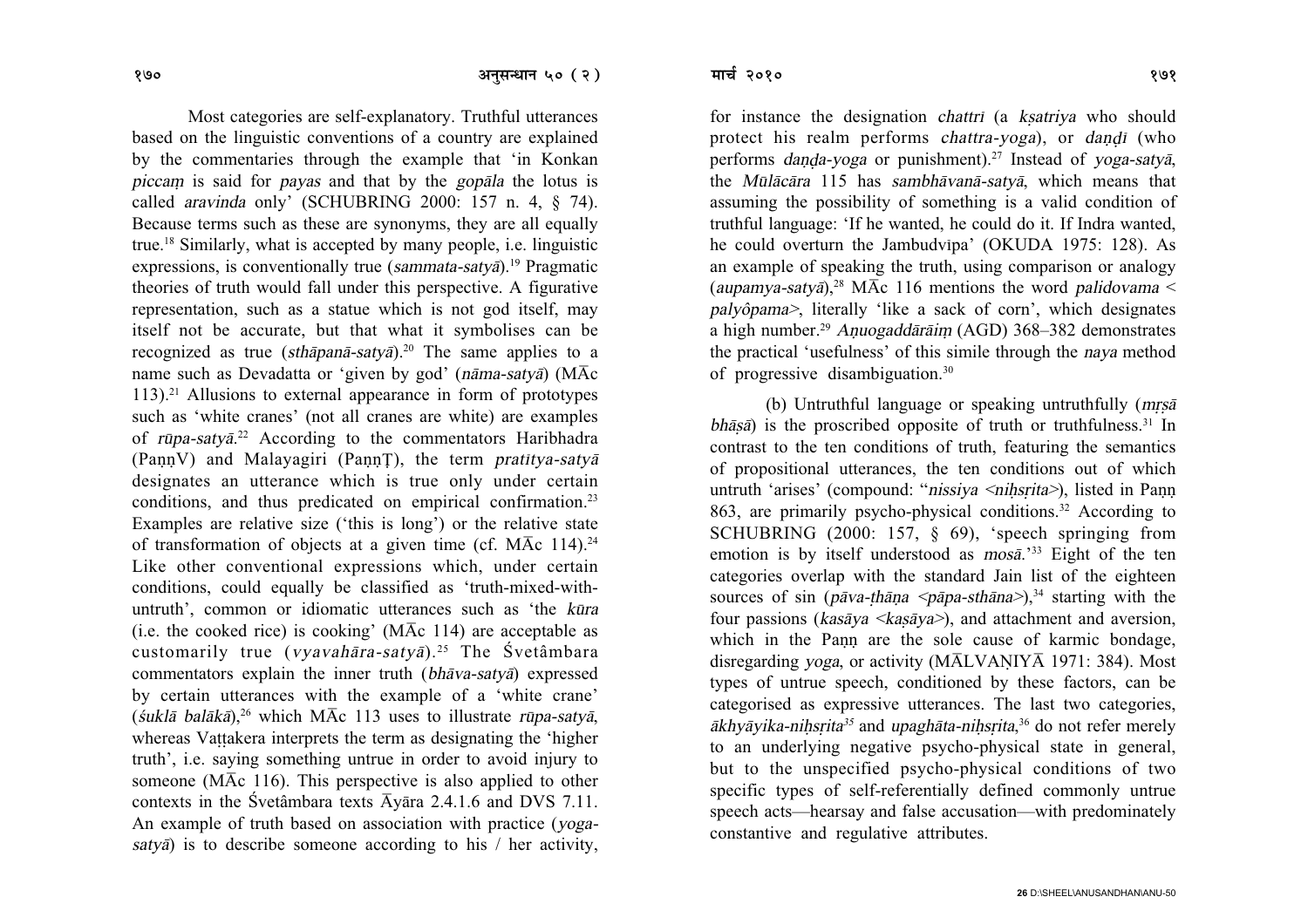Most categories are self-explanatory. Truthful utterances based on the linguistic conventions of a country are explained by the commentaries through the example that 'in Konkan *piccaṃ* is said for *payas* and that by the *gopāla* the lotus is called *aravinda* only' (SCHUBRING 2000: 157 n. 4, § 74). Because terms such as these are synonyms, they are all equally true.[18] Similarly, what is accepted by many people, i.e. linguistic expressions, is conventionally true (*sammata-satyā*).[19] Pragmatic theories of truth would fall under this perspective. A figurative representation, such as a statue which is not god itself, may itself not be accurate, but that what it symbolises can be recognized as true (*sthāpanā-satyā*).[20] The same applies to a name such as Devadatta or 'given by god' (*nāma-satyā*) (MĀc 113).[21] Allusions to external appearance in form of prototypes such as 'white cranes' (not all cranes are white) are examples of *rūpa-satyā*.[22] According to the commentators Haribhadra (PaṇṇV) and Malayagiri (PaṇṇṬ), the term *pratītya-satyā* designates an utterance which is true only under certain conditions, and thus predicated on empirical confirmation.[23] Examples are relative size ('this is long') or the relative state of transformation of objects at a given time (cf. MĀc 114).[24] Like other conventional expressions which, under certain conditions, could equally be classified as 'truth-mixed-with-untruth', common or idiomatic utterances such as 'the *kūra* (i.e. the cooked rice) is cooking' (MĀc 114) are acceptable as customarily true (*vyavahāra-satyā*).[25] The Śvetâmbara commentators explain the inner truth (*bhāva-satyā*) expressed by certain utterances with the example of a 'white crane' (*śuklā balākā*),[26] which MĀc 113 uses to illustrate *rūpa-satyā*, whereas Vaṭṭakera interprets the term as designating the 'higher truth', i.e. saying something untrue in order to avoid injury to someone (MĀc 116). This perspective is also applied to other contexts in the Śvetâmbara texts Āyāra 2.4.1.6 and DVS 7.11. An example of truth based on association with practice (*yoga-satyā*) is to describe someone according to his / her activity, for instance the designation *chattrī* (a *kṣatriya* who should protect his realm performs *chattra-yoga*), or *daṇḍī* (who performs *daṇḍa-yoga* or punishment).[27] Instead of *yoga-satyā*, the *Mūlācāra* 115 has *sambhāvanā-satyā*, which means that assuming the possibility of something is a valid condition of truthful language: 'If he wanted, he could do it. If Indra wanted, he could overturn the Jambudvīpa' (OKUDA 1975: 128). As an example of speaking the truth, using comparison or analogy (*aupamya-satyā*),[28] MĀc 116 mentions the word *palidovama* < *palyôpama*>, literally 'like a sack of corn', which designates a high number.[29] *Aṇuogaddārāiṃ* (AGD) 368–382 demonstrates the practical 'usefulness' of this simile through the *naya* method of progressive disambiguation.[30]

(b) Untruthful language or speaking untruthfully (*mṛṣā bhāṣā*) is the proscribed opposite of truth or truthfulness.[31] In contrast to the ten conditions of truth, featuring the semantics of propositional utterances, the ten conditions out of which untruth 'arises' (compound: "*nissiya* <*niḥsṛita*>), listed in Paṇṇ 863, are primarily psycho-physical conditions.[32] According to SCHUBRING (2000: 157, § 69), 'speech springing from emotion is by itself understood as *mosā*.'[33] Eight of the ten categories overlap with the standard Jain list of the eighteen sources of sin (*pāva-ṭhāṇa* <*pāpa-sthāna*>),[34] starting with the four passions (*kasāya* <*kaṣāya*>), and attachment and aversion, which in the Paṇṇ are the sole cause of karmic bondage, disregarding *yoga*, or activity (MĀLVAṆIYĀ 1971: 384). Most types of untrue speech, conditioned by these factors, can be categorised as expressive utterances. The last two categories, *ākhyāyika-niḥsṛita*[35] and *upaghāta-niḥsṛita*,[36] do not refer merely to an underlying negative psycho-physical state in general, but to the unspecified psycho-physical conditions of two specific types of self-referentially defined commonly untrue speech acts—hearsay and false accusation—with predominately constantive and regulative attributes.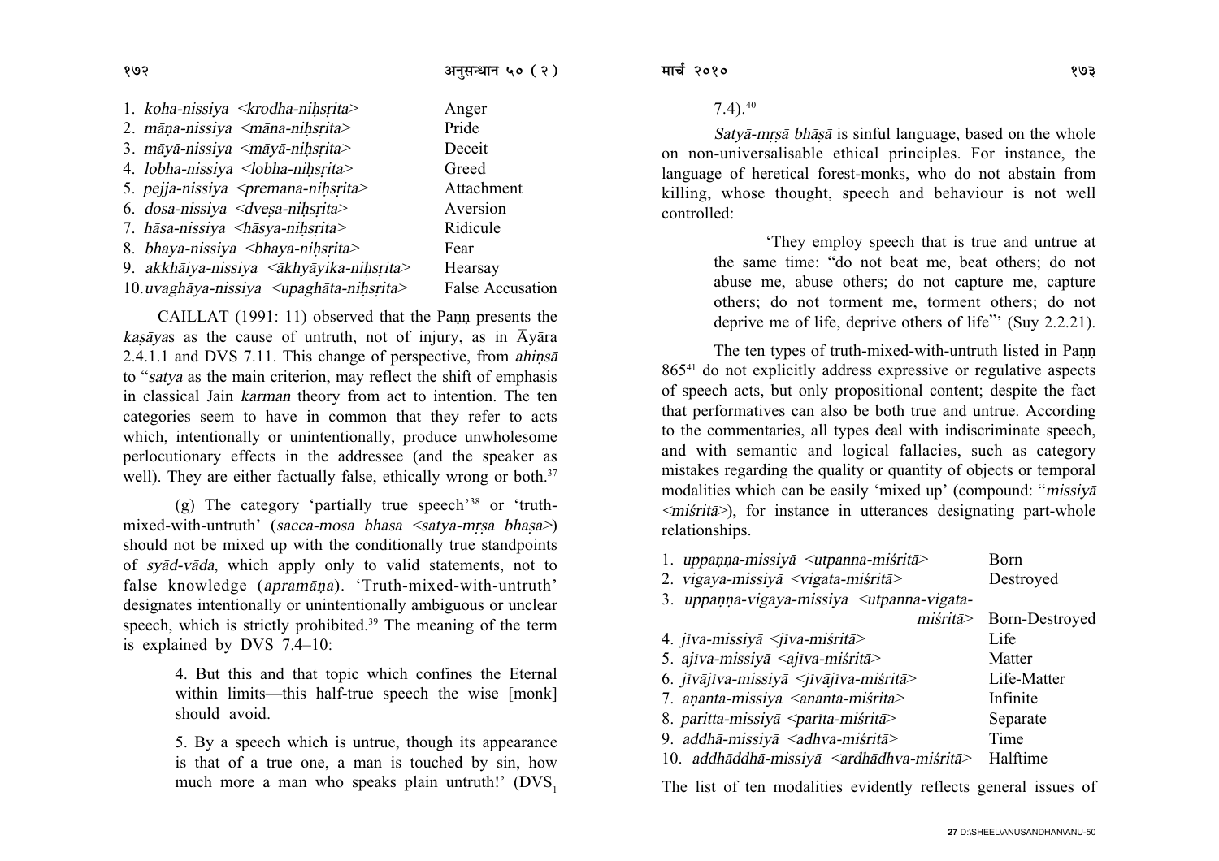| | |
|---|---|
| 1. *koha-nissiya* <*krodha-niḥsṛita*> | Anger |
| 2. *māṇa-nissiya* <*māna-niḥsṛita*> | Pride |
| 3. *māyā-nissiya* <*māyā-niḥsṛita*> | Deceit |
| 4. *lobha-nissiya* <*lobha-niḥsṛita*> | Greed |
| 5. *pejja-nissiya* <*premana-niḥsṛita*> | Attachment |
| 6. *dosa-nissiya* <*dveṣa-niḥsṛita*> | Aversion |
| 7. *hāsa-nissiya* <*hāsya-niḥsṛita*> | Ridicule |
| 8. *bhaya-nissiya* <*bhaya-niḥsṛita*> | Fear |
| 9. *akkhāiya-nissiya* <*ākhyāyika-niḥsṛita*> | Hearsay |
| 10. *uvaghāya-nissiya* <*upaghāta-niḥsṛita*> | False Accusation |

CAILLAT (1991: 11) observed that the Paṇṇ presents the *kaṣāya*s as the cause of untruth, not of injury, as in Āyāra 2.4.1.1 and DVS 7.11. This change of perspective, from *ahiṃsā* to "*satya* as the main criterion, may reflect the shift of emphasis in classical Jain *karman* theory from act to intention. The ten categories seem to have in common that they refer to acts which, intentionally or unintentionally, produce unwholesome perlocutionary effects in the addressee (and the speaker as well). They are either factually false, ethically wrong or both.[37]

(g) The category 'partially true speech'[38] or 'truth-mixed-with-untruth' (*saccā-mosā bhāsā* <*satyā-mṛṣā bhāṣā*>) should not be mixed up with the conditionally true standpoints of *syād-vāda*, which apply only to valid statements, not to false knowledge (*apramāṇa*). 'Truth-mixed-with-untruth' designates intentionally or unintentionally ambiguous or unclear speech, which is strictly prohibited.[39] The meaning of the term is explained by DVS 7.4–10:

> 4. But this and that topic which confines the Eternal within limits—this half-true speech the wise [monk] should avoid.
>
> 5. By a speech which is untrue, though its appearance is that of a true one, a man is touched by sin, how much more a man who speaks plain untruth!' ($DVS_1$ 7.4).[40]

*Satyā-mṛṣā bhāṣā* is sinful language, based on the whole on non-universalisable ethical principles. For instance, the language of heretical forest-monks, who do not abstain from killing, whose thought, speech and behaviour is not well controlled:

> 'They employ speech that is true and untrue at the same time: "do not beat me, beat others; do not abuse me, abuse others; do not capture me, capture others; do not torment me, torment others; do not deprive me of life, deprive others of life"' (Suy 2.2.21).

The ten types of truth-mixed-with-untruth listed in Paṇṇ 865[41] do not explicitly address expressive or regulative aspects of speech acts, but only propositional content; despite the fact that performatives can also be both true and untrue. According to the commentaries, all types deal with indiscriminate speech, and with semantic and logical fallacies, such as category mistakes regarding the quality or quantity of objects or temporal modalities which can be easily 'mixed up' (compound: "*missiyā* <*miśritā*>), for instance in utterances designating part-whole relationships.

| | |
|---|---|
| 1. *uppaṇṇa-missiyā* <*utpanna-miśritā*> | Born |
| 2. *vigaya-missiyā* <*vigata-miśritā*> | Destroyed |
| 3. *uppaṇṇa-vigaya-missiyā* <*utpanna-vigata-miśritā*> | Born-Destroyed |
| 4. *jīva-missiyā* <*jīva-miśritā*> | Life |
| 5. *ajīva-missiyā* <*ajīva-miśritā*> | Matter |
| 6. *jīvājīva-missiyā* <*jīvājīva-miśritā*> | Life-Matter |
| 7. *aṇanta-missiyā* <*ananta-miśritā*> | Infinite |
| 8. *paritta-missiyā* <*parīta-miśritā*> | Separate |
| 9. *addhā-missiyā* <*adhva-miśritā*> | Time |
| 10. *addhāddhā-missiyā* <*ardhādhva-miśritā*> | Halftime |

The list of ten modalities evidently reflects general issues of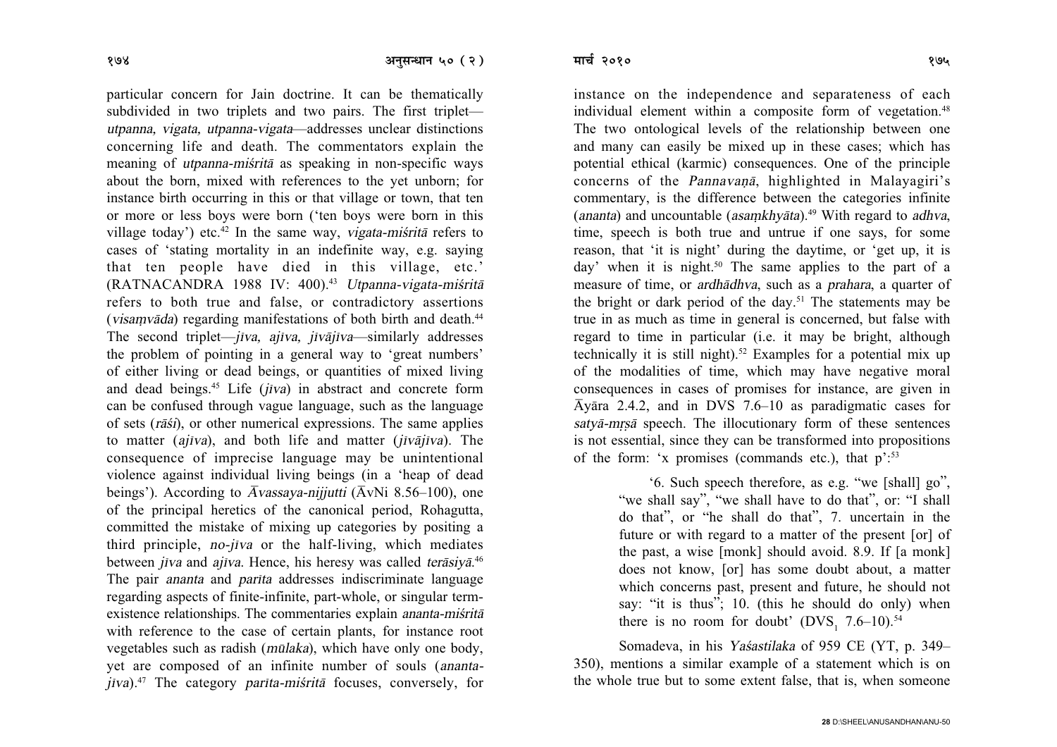particular concern for Jain doctrine. It can be thematically subdivided in two triplets and two pairs. The first triplet—*utpanna, vigata, utpanna-vigata*—addresses unclear distinctions concerning life and death. The commentators explain the meaning of *utpanna-miśritā* as speaking in non-specific ways about the born, mixed with references to the yet unborn; for instance birth occurring in this or that village or town, that ten or more or less boys were born ('ten boys were born in this village today') etc.[42] In the same way, *vigata-miśritā* refers to cases of 'stating mortality in an indefinite way, e.g. saying that ten people have died in this village, etc.' (RATNACANDRA 1988 IV: 400).[43] *Utpanna-vigata-miśritā* refers to both true and false, or contradictory assertions (*visaṃvāda*) regarding manifestations of both birth and death.[44] The second triplet—*jīva, ajīva, jīvājīva*—similarly addresses the problem of pointing in a general way to 'great numbers' of either living or dead beings, or quantities of mixed living and dead beings.[45] Life (*jīva*) in abstract and concrete form can be confused through vague language, such as the language of sets (*rāśi*), or other numerical expressions. The same applies to matter (*ajīva*), and both life and matter (*jīvājīva*). The consequence of imprecise language may be unintentional violence against individual living beings (in a 'heap of dead beings'). According to *Āvassaya-nijjutti* (ĀvNi 8.56–100), one of the principal heretics of the canonical period, Rohagutta, committed the mistake of mixing up categories by positing a third principle, *no-jīva* or the half-living, which mediates between *jīva* and *ajīva*. Hence, his heresy was called *terāsiyā*.[46] The pair *ananta* and *parīta* addresses indiscriminate language regarding aspects of finite-infinite, part-whole, or singular term-existence relationships. The commentaries explain *ananta-miśritā* with reference to the case of certain plants, for instance root vegetables such as radish (*mūlaka*), which have only one body, yet are composed of an infinite number of souls (*ananta-jīva*).[47] The category *parīta-miśritā* focuses, conversely, for instance on the independence and separateness of each individual element within a composite form of vegetation.[48] The two ontological levels of the relationship between one and many can easily be mixed up in these cases; which has potential ethical (karmic) consequences. One of the principle concerns of the *Pannavaṇā*, highlighted in Malayagiri's commentary, is the difference between the categories infinite (*ananta*) and uncountable (*asaṃkhyāta*).[49] With regard to *adhva*, time, speech is both true and untrue if one says, for some reason, that 'it is night' during the daytime, or 'get up, it is day' when it is night.[50] The same applies to the part of a measure of time, or *ardhādhva*, such as a *prahara*, a quarter of the bright or dark period of the day.[51] The statements may be true in as much as time in general is concerned, but false with regard to time in particular (i.e. it may be bright, although technically it is still night).[52] Examples for a potential mix up of the modalities of time, which may have negative moral consequences in cases of promises for instance, are given in Āyāra 2.4.2, and in DVS 7.6–10 as paradigmatic cases for *satyā-mṛṣā* speech. The illocutionary form of these sentences is not essential, since they can be transformed into propositions of the form: 'x promises (commands etc.), that p':[53]

> '6. Such speech therefore, as e.g. "we [shall] go", "we shall say", "we shall have to do that", or: "I shall do that", or "he shall do that", 7. uncertain in the future or with regard to a matter of the present [or] of the past, a wise [monk] should avoid. 8.9. If [a monk] does not know, [or] has some doubt about, a matter which concerns past, present and future, he should not say: "it is thus"; 10. (this he should do only) when there is no room for doubt' ($DVS_1$ 7.6–10).[54]

Somadeva, in his *Yaśastilaka* of 959 CE (YT, p. 349–350), mentions a similar example of a statement which is on the whole true but to some extent false, that is, when someone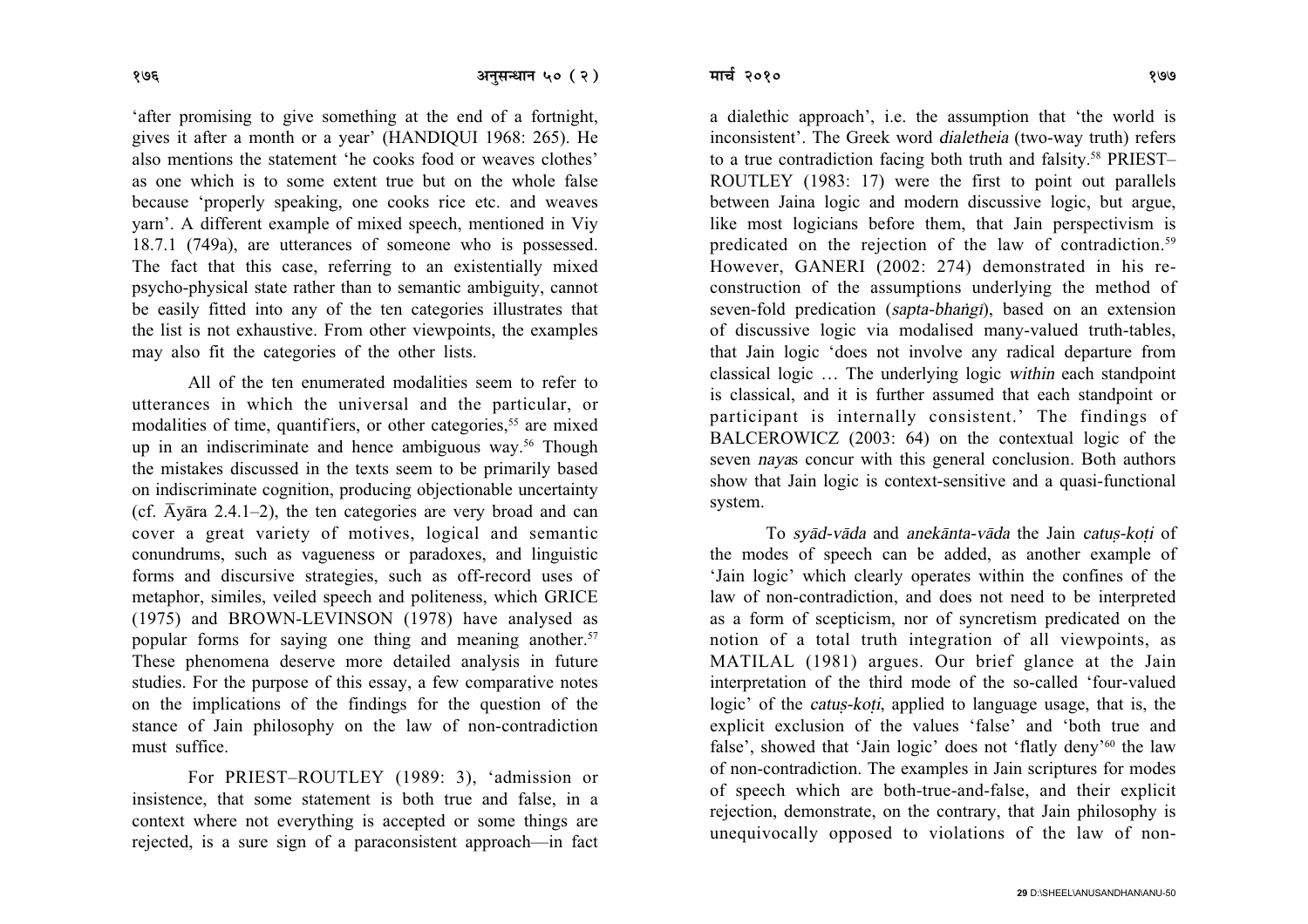'after promising to give something at the end of a fortnight, gives it after a month or a year' (HANDIQUI 1968: 265). He also mentions the statement 'he cooks food or weaves clothes' as one which is to some extent true but on the whole false because 'properly speaking, one cooks rice etc. and weaves yarn'. A different example of mixed speech, mentioned in Viy 18.7.1 (749a), are utterances of someone who is possessed. The fact that this case, referring to an existentially mixed psycho-physical state rather than to semantic ambiguity, cannot be easily fitted into any of the ten categories illustrates that the list is not exhaustive. From other viewpoints, the examples may also fit the categories of the other lists.

All of the ten enumerated modalities seem to refer to utterances in which the universal and the particular, or modalities of time, quantifiers, or other categories,[55] are mixed up in an indiscriminate and hence ambiguous way.[56] Though the mistakes discussed in the texts seem to be primarily based on indiscriminate cognition, producing objectionable uncertainty (cf. Āyāra 2.4.1–2), the ten categories are very broad and can cover a great variety of motives, logical and semantic conundrums, such as vagueness or paradoxes, and linguistic forms and discursive strategies, such as off-record uses of metaphor, similes, veiled speech and politeness, which GRICE (1975) and BROWN-LEVINSON (1978) have analysed as popular forms for saying one thing and meaning another.[57] These phenomena deserve more detailed analysis in future studies. For the purpose of this essay, a few comparative notes on the implications of the findings for the question of the stance of Jain philosophy on the law of non-contradiction must suffice.

For PRIEST–ROUTLEY (1989: 3), 'admission or insistence, that some statement is both true and false, in a context where not everything is accepted or some things are rejected, is a sure sign of a paraconsistent approach—in fact a dialethic approach', i.e. the assumption that 'the world is inconsistent'. The Greek word *dialetheia* (two-way truth) refers to a true contradiction facing both truth and falsity.[58] PRIEST–ROUTLEY (1983: 17) were the first to point out parallels between Jaina logic and modern discussive logic, but argue, like most logicians before them, that Jain perspectivism is predicated on the rejection of the law of contradiction.[59] However, GANERI (2002: 274) demonstrated in his re-construction of the assumptions underlying the method of seven-fold predication (*sapta-bhaṅgī*), based on an extension of discussive logic via modalised many-valued truth-tables, that Jain logic 'does not involve any radical departure from classical logic … The underlying logic *within* each standpoint is classical, and it is further assumed that each standpoint or participant is internally consistent.' The findings of BALCEROWICZ (2003: 64) on the contextual logic of the seven *naya*s concur with this general conclusion. Both authors show that Jain logic is context-sensitive and a quasi-functional system.

To *syād-vāda* and *anekānta-vāda* the Jain *catuṣ-koṭi* of the modes of speech can be added, as another example of 'Jain logic' which clearly operates within the confines of the law of non-contradiction, and does not need to be interpreted as a form of scepticism, nor of syncretism predicated on the notion of a total truth integration of all viewpoints, as MATILAL (1981) argues. Our brief glance at the Jain interpretation of the third mode of the so-called 'four-valued logic' of the *catuṣ-koṭi*, applied to language usage, that is, the explicit exclusion of the values 'false' and 'both true and false', showed that 'Jain logic' does not 'flatly deny'[60] the law of non-contradiction. The examples in Jain scriptures for modes of speech which are both-true-and-false, and their explicit rejection, demonstrate, on the contrary, that Jain philosophy is unequivocally opposed to violations of the law of non-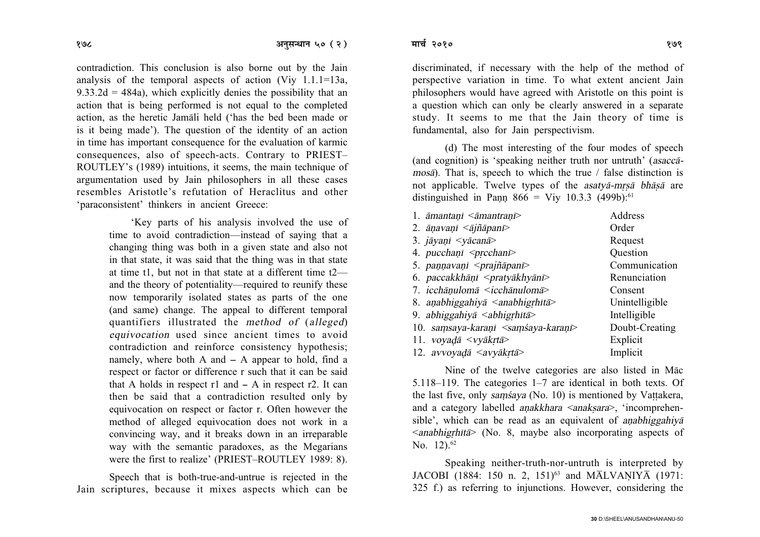contradiction. This conclusion is also borne out by the Jain analysis of the temporal aspects of action (Viy 1.1.1=13a, 9.33.2d = 484a), which explicitly denies the possibility that an action that is being performed is not equal to the completed action, as the heretic Jamāli held ('has the bed been made or is it being made'). The question of the identity of an action in time has important consequence for the evaluation of karmic consequences, also of speech-acts. Contrary to PRIEST–ROUTLEY's (1989) intuitions, it seems, the main technique of argumentation used by Jain philosophers in all these cases resembles Aristotle's refutation of Heraclitus and other 'paraconsistent' thinkers in ancient Greece:

> 'Key parts of his analysis involved the use of time to avoid contradiction—instead of saying that a changing thing was both in a given state and also not in that state, it was said that the thing was in that state at time t1, but not in that state at a different time t2—and the theory of potentiality—required to reunify these now temporarily isolated states as parts of the one (and same) change. The appeal to different temporal quantifiers illustrated the *method of (alleged) equivocation* used since ancient times to avoid contradiction and reinforce consistency hypothesis; namely, where both A and – A appear to hold, find a respect or factor or difference r such that it can be said that A holds in respect r1 and – A in respect r2. It can then be said that a contradiction resulted only by equivocation on respect or factor r. Often however the method of alleged equivocation does not work in a convincing way, and it breaks down in an irreparable way with the semantic paradoxes, as the Megarians were the first to realize' (PRIEST–ROUTLEY 1989: 8).

Speech that is both-true-and-untrue is rejected in the Jain scriptures, because it mixes aspects which can be discriminated, if necessary with the help of the method of perspective variation in time. To what extent ancient Jain philosophers would have agreed with Aristotle on this point is a question which can only be clearly answered in a separate study. It seems to me that the Jain theory of time is fundamental, also for Jain perspectivism.

(d) The most interesting of the four modes of speech (and cognition) is 'speaking neither truth nor untruth' (*asaccā-mosā*). That is, speech to which the true / false distinction is not applicable. Twelve types of the *asatyā-mṛṣā bhāṣā* are distinguished in Paṇṇ 866 = Viy 10.3.3 (499b):[61]

| | |
|---|---|
| 1. *āmantaṇi* <*āmantraṇī*> | Address |
| 2. *āṇavaṇi* <*ājñāpanī*> | Order |
| 3. *jāyaṇi* <*yācanā*> | Request |
| 4. *pucchaṇi* <*pṛcchanī*> | Question |
| 5. *paṇṇavaṇi* <*prajñāpanī*> | Communication |
| 6. *paccakkhāṇi* <*pratyākhyānī*> | Renunciation |
| 7. *icchāṇulomā* <*icchānulomā*> | Consent |
| 8. *aṇabhiggahiyā* <*anabhigṛhītā*> | Unintelligible |
| 9. *abhiggahiyā* <*abhigṛhītā*> | Intelligible |
| 10. *saṃsaya-karaṇi* <*saṃśaya-karaṇī*> | Doubt-Creating |
| 11. *voyaḍā* <*vyākṛtā*> | Explicit |
| 12. *avvoyaḍā* <*avyākṛtā*> | Implicit |

Nine of the twelve categories are also listed in Māc 5.118–119. The categories 1–7 are identical in both texts. Of the last five, only *saṃśaya* (No. 10) is mentioned by Vaṭṭakera, and a category labelled *aṇakkhara* <*anakṣara*>, 'incomprehensible', which can be read as an equivalent of *aṇabhiggahiyā* <*anabhigṛhītā*> (No. 8, maybe also incorporating aspects of No. 12).[62]

Speaking neither-truth-nor-untruth is interpreted by JACOBI (1884: 150 n. 2, 151)[63] and MĀLVAṆIYĀ (1971: 325 f.) as referring to injunctions. However, considering the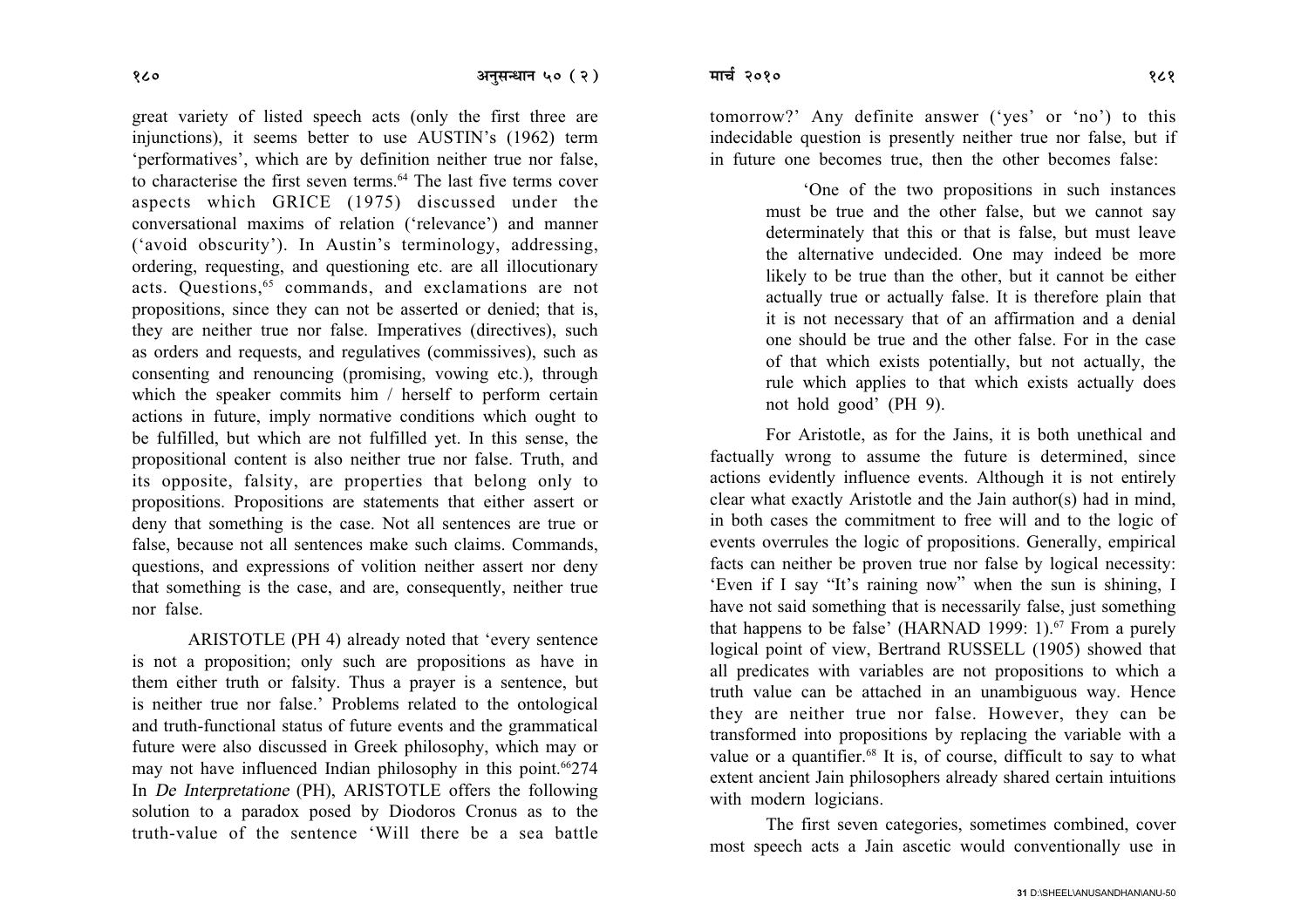great variety of listed speech acts (only the first three are injunctions), it seems better to use AUSTIN's (1962) term 'performatives', which are by definition neither true nor false, to characterise the first seven terms.[64] The last five terms cover aspects which GRICE (1975) discussed under the conversational maxims of relation ('relevance') and manner ('avoid obscurity'). In Austin's terminology, addressing, ordering, requesting, and questioning etc. are all illocutionary acts. Questions,[65] commands, and exclamations are not propositions, since they can not be asserted or denied; that is, they are neither true nor false. Imperatives (directives), such as orders and requests, and regulatives (commissives), such as consenting and renouncing (promising, vowing etc.), through which the speaker commits him / herself to perform certain actions in future, imply normative conditions which ought to be fulfilled, but which are not fulfilled yet. In this sense, the propositional content is also neither true nor false. Truth, and its opposite, falsity, are properties that belong only to propositions. Propositions are statements that either assert or deny that something is the case. Not all sentences are true or false, because not all sentences make such claims. Commands, questions, and expressions of volition neither assert nor deny that something is the case, and are, consequently, neither true nor false.

ARISTOTLE (PH 4) already noted that 'every sentence is not a proposition; only such are propositions as have in them either truth or falsity. Thus a prayer is a sentence, but is neither true nor false.' Problems related to the ontological and truth-functional status of future events and the grammatical future were also discussed in Greek philosophy, which may or may not have influenced Indian philosophy in this point.[66]274 In *De Interpretatione* (PH), ARISTOTLE offers the following solution to a paradox posed by Diodoros Cronus as to the truth-value of the sentence 'Will there be a sea battle tomorrow?' Any definite answer ('yes' or 'no') to this indecidable question is presently neither true nor false, but if in future one becomes true, then the other becomes false:

> 'One of the two propositions in such instances must be true and the other false, but we cannot say determinately that this or that is false, but must leave the alternative undecided. One may indeed be more likely to be true than the other, but it cannot be either actually true or actually false. It is therefore plain that it is not necessary that of an affirmation and a denial one should be true and the other false. For in the case of that which exists potentially, but not actually, the rule which applies to that which exists actually does not hold good' (PH 9).

For Aristotle, as for the Jains, it is both unethical and factually wrong to assume the future is determined, since actions evidently influence events. Although it is not entirely clear what exactly Aristotle and the Jain author(s) had in mind, in both cases the commitment to free will and to the logic of events overrules the logic of propositions. Generally, empirical facts can neither be proven true nor false by logical necessity: 'Even if I say "It's raining now" when the sun is shining, I have not said something that is necessarily false, just something that happens to be false' (HARNAD 1999: 1).[67] From a purely logical point of view, Bertrand RUSSELL (1905) showed that all predicates with variables are not propositions to which a truth value can be attached in an unambiguous way. Hence they are neither true nor false. However, they can be transformed into propositions by replacing the variable with a value or a quantifier.[68] It is, of course, difficult to say to what extent ancient Jain philosophers already shared certain intuitions with modern logicians.

The first seven categories, sometimes combined, cover most speech acts a Jain ascetic would conventionally use in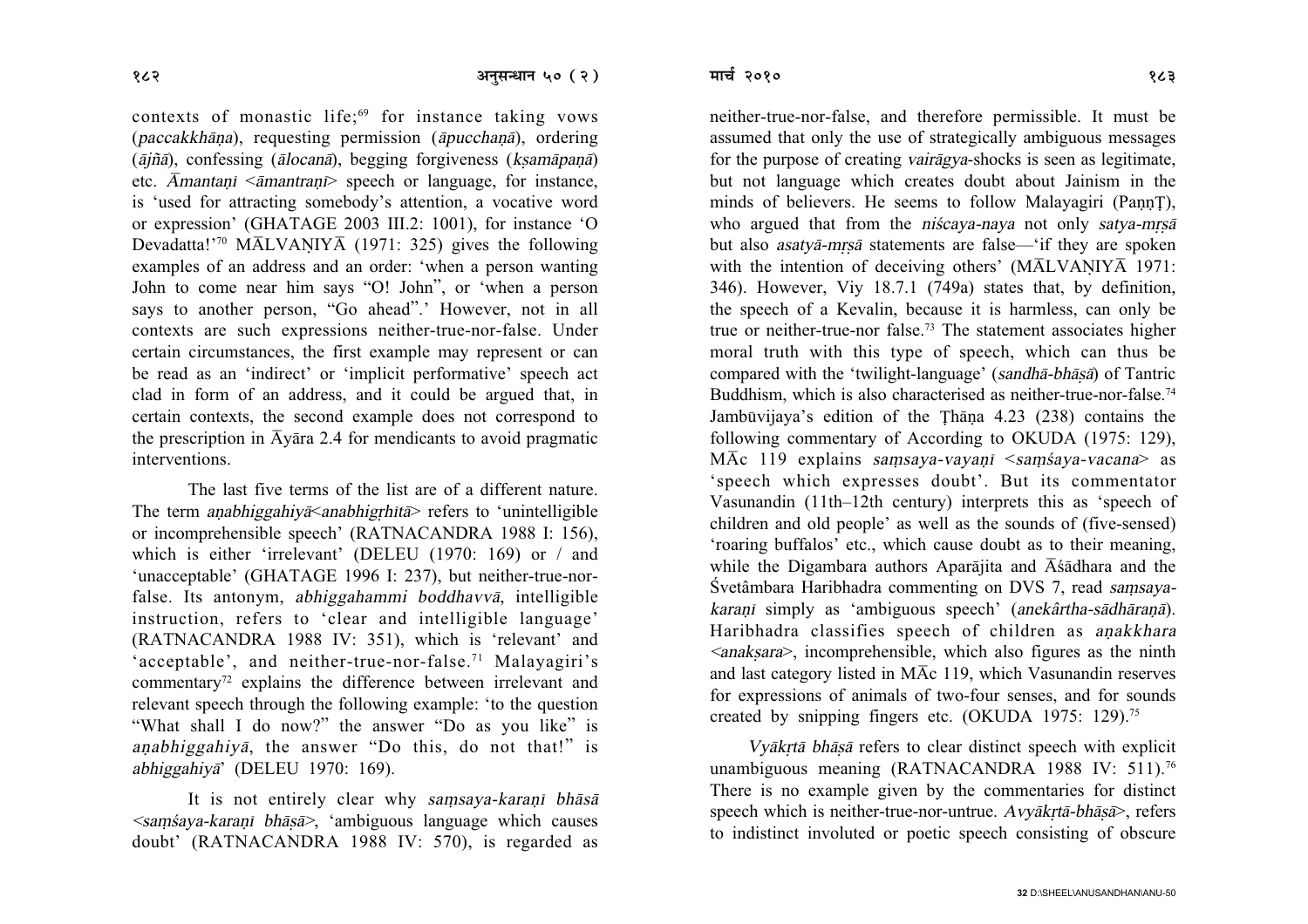contexts of monastic life;[69] for instance taking vows (*paccakkhāṇa*), requesting permission (*āpucchaṇā*), ordering (*ājñā*), confessing (*ālocanā*), begging forgiveness (*kṣamāpaṇā*) etc. *Āmantaṇi* <*āmantraṇī*> speech or language, for instance, is 'used for attracting somebody's attention, a vocative word or expression' (GHATAGE 2003 III.2: 1001), for instance 'O Devadatta!'[70] MĀLVAṆIYĀ (1971: 325) gives the following examples of an address and an order: 'when a person wanting John to come near him says "O! John", or 'when a person says to another person, "Go ahead".' However, not in all contexts are such expressions neither-true-nor-false. Under certain circumstances, the first example may represent or can be read as an 'indirect' or 'implicit performative' speech act clad in form of an address, and it could be argued that, in certain contexts, the second example does not correspond to the prescription in Āyāra 2.4 for mendicants to avoid pragmatic interventions.

The last five terms of the list are of a different nature. The term *aṇabhiggahiyā*<*anabhigṛhītā*> refers to 'unintelligible or incomprehensible speech' (RATNACANDRA 1988 I: 156), which is either 'irrelevant' (DELEU (1970: 169) or / and 'unacceptable' (GHATAGE 1996 I: 237), but neither-true-nor-false. Its antonym, *abhiggahammi boddhavvā*, intelligible instruction, refers to 'clear and intelligible language' (RATNACANDRA 1988 IV: 351), which is 'relevant' and 'acceptable', and neither-true-nor-false.[71] Malayagiri's commentary[72] explains the difference between irrelevant and relevant speech through the following example: 'to the question "What shall I do now?" the answer "Do as you like" is *aṇabhiggahiyā*, the answer "Do this, do not that!" is *abhiggahiyā*' (DELEU 1970: 169).

It is not entirely clear why *saṃsaya-karaṇī bhāsā* <*saṃśaya-karaṇī bhāṣā*>, 'ambiguous language which causes doubt' (RATNACANDRA 1988 IV: 570), is regarded as neither-true-nor-false, and therefore permissible. It must be assumed that only the use of strategically ambiguous messages for the purpose of creating *vairāgya*-shocks is seen as legitimate, but not language which creates doubt about Jainism in the minds of believers. He seems to follow Malayagiri (PaṇṇṬ), who argued that from the *niścaya-naya* not only *satya-mṛṣā* but also *asatyā-mṛṣā* statements are false—'if they are spoken with the intention of deceiving others' (MĀLVAṆIYĀ 1971: 346). However, Viy 18.7.1 (749a) states that, by definition, the speech of a Kevalin, because it is harmless, can only be true or neither-true-nor false.[73] The statement associates higher moral truth with this type of speech, which can thus be compared with the 'twilight-language' (*sandhā-bhāṣā*) of Tantric Buddhism, which is also characterised as neither-true-nor-false.[74] Jambūvijaya's edition of the Ṭhāṇa 4.23 (238) contains the following commentary of According to OKUDA (1975: 129), MĀc 119 explains *saṃsaya-vayaṇi* <*saṃśaya-vacana*> as 'speech which expresses doubt'. But its commentator Vasunandin (11th–12th century) interprets this as 'speech of children and old people' as well as the sounds of (five-sensed) 'roaring buffalos' etc., which cause doubt as to their meaning, while the Digambara authors Aparājita and Āśādhara and the Śvetâmbara Haribhadra commenting on DVS 7, read *saṃsaya-karaṇi* simply as 'ambiguous speech' (*anekârtha-sādhāraṇā*). Haribhadra classifies speech of children as *aṇakkhara* <*anakṣara*>, incomprehensible, which also figures as the ninth and last category listed in MĀc 119, which Vasunandin reserves for expressions of animals of two-four senses, and for sounds created by snipping fingers etc. (OKUDA 1975: 129).[75]

*Vyākṛtā bhāṣā* refers to clear distinct speech with explicit unambiguous meaning (RATNACANDRA 1988 IV: 511).[76] There is no example given by the commentaries for distinct speech which is neither-true-nor-untrue. *Avyākṛtā-bhāṣā*>, refers to indistinct involuted or poetic speech consisting of obscure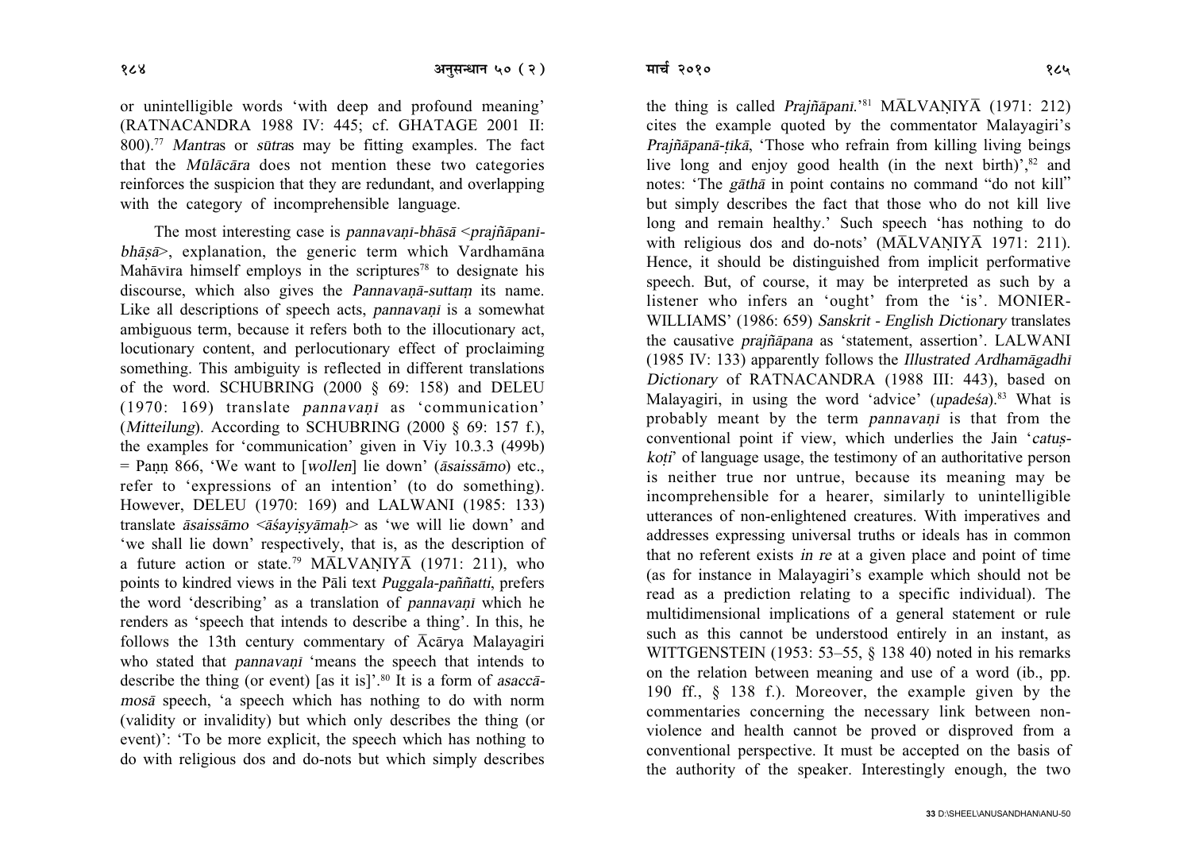or unintelligible words 'with deep and profound meaning' (RATNACANDRA 1988 IV: 445; cf. GHATAGE 2001 II: 800).[77] *Mantra*s or *sūtra*s may be fitting examples. The fact that the *Mūlācāra* does not mention these two categories reinforces the suspicion that they are redundant, and overlapping with the category of incomprehensible language.

The most interesting case is *pannavaṇī-bhāsā* <*prajñāpanī-bhāṣā*>, explanation, the generic term which Vardhamāna Mahāvīra himself employs in the scriptures[78] to designate his discourse, which also gives the *Pannavaṇā-suttaṃ* its name. Like all descriptions of speech acts, *pannavaṇī* is a somewhat ambiguous term, because it refers both to the illocutionary act, locutionary content, and perlocutionary effect of proclaiming something. This ambiguity is reflected in different translations of the word. SCHUBRING (2000 § 69: 158) and DELEU (1970: 169) translate *pannavaṇī* as 'communication' (*Mitteilung*). According to SCHUBRING (2000 § 69: 157 f.), the examples for 'communication' given in Viy 10.3.3 (499b) = Paṇṇ 866, 'We want to [*wollen*] lie down' (*āsaissāmo*) etc., refer to 'expressions of an intention' (to do something). However, DELEU (1970: 169) and LALWANI (1985: 133) translate *āsaissāmo* <*āśayiṣyāmaḥ*> as 'we will lie down' and 'we shall lie down' respectively, that is, as the description of a future action or state.[79] MĀLVAṆIYĀ (1971: 211), who points to kindred views in the Pāli text *Puggala-paññatti*, prefers the word 'describing' as a translation of *pannavaṇī* which he renders as 'speech that intends to describe a thing'. In this, he follows the 13th century commentary of Ācārya Malayagiri who stated that *pannavaṇī* 'means the speech that intends to describe the thing (or event) [as it is]'.[80] It is a form of *asaccā-mosā* speech, 'a speech which has nothing to do with norm (validity or invalidity) but which only describes the thing (or event)': 'To be more explicit, the speech which has nothing to do with religious dos and do-nots but which simply describes the thing is called *Prajñāpani*.'[81] MĀLVAṆIYĀ (1971: 212) cites the example quoted by the commentator Malayagiri's *Prajñāpanā-ṭikā*, 'Those who refrain from killing living beings live long and enjoy good health (in the next birth)',[82] and notes: 'The *gāthā* in point contains no command "do not kill" but simply describes the fact that those who do not kill live long and remain healthy.' Such speech 'has nothing to do with religious dos and do-nots' (MĀLVAṆIYĀ 1971: 211). Hence, it should be distinguished from implicit performative speech. But, of course, it may be interpreted as such by a listener who infers an 'ought' from the 'is'. MONIER-WILLIAMS' (1986: 659) *Sanskrit - English Dictionary* translates the causative *prajñāpana* as 'statement, assertion'. LALWANI (1985 IV: 133) apparently follows the *Illustrated Ardhamāgadhī Dictionary* of RATNACANDRA (1988 III: 443), based on Malayagiri, in using the word 'advice' (*upadeśa*).[83] What is probably meant by the term *pannavaṇī* is that from the conventional point if view, which underlies the Jain '*catuṣ-koṭi*' of language usage, the testimony of an authoritative person is neither true nor untrue, because its meaning may be incomprehensible for a hearer, similarly to unintelligible utterances of non-enlightened creatures. With imperatives and addresses expressing universal truths or ideals has in common that no referent exists *in re* at a given place and point of time (as for instance in Malayagiri's example which should not be read as a prediction relating to a specific individual). The multidimensional implications of a general statement or rule such as this cannot be understood entirely in an instant, as WITTGENSTEIN (1953: 53–55, § 138 40) noted in his remarks on the relation between meaning and use of a word (ib., pp. 190 ff., § 138 f.). Moreover, the example given by the commentaries concerning the necessary link between non-violence and health cannot be proved or disproved from a conventional perspective. It must be accepted on the basis of the authority of the speaker. Interestingly enough, the two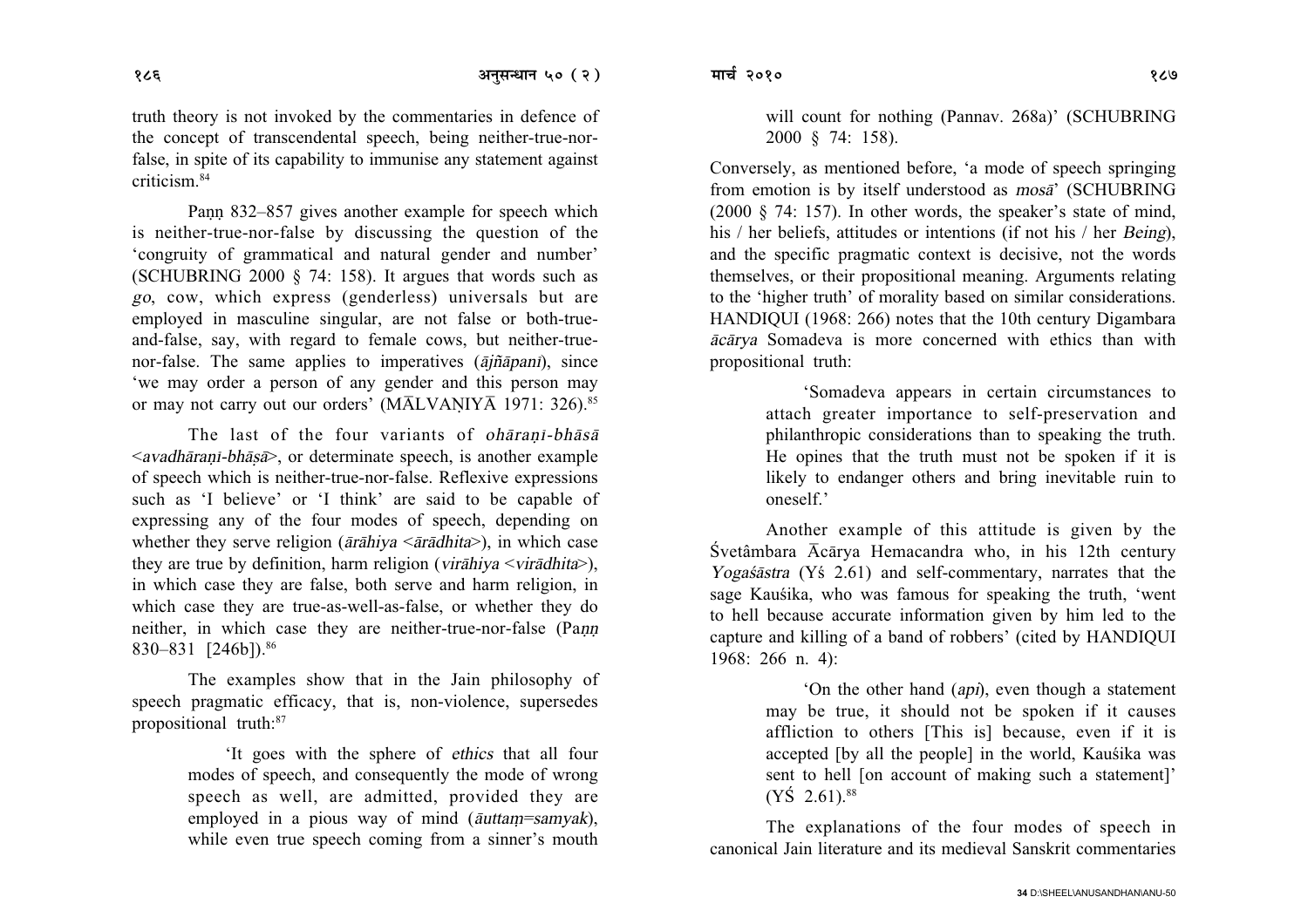truth theory is not invoked by the commentaries in defence of the concept of transcendental speech, being neither-true-nor-false, in spite of its capability to immunise any statement against criticism.[84]

Paṇṇ 832–857 gives another example for speech which is neither-true-nor-false by discussing the question of the 'congruity of grammatical and natural gender and number' (SCHUBRING 2000 § 74: 158). It argues that words such as *go*, cow, which express (genderless) universals but are employed in masculine singular, are not false or both-true-and-false, say, with regard to female cows, but neither-true-nor-false. The same applies to imperatives (*ājñāpani*), since 'we may order a person of any gender and this person may or may not carry out our orders' (MĀLVAṆIYĀ 1971: 326).[85]

The last of the four variants of *ohāraṇī-bhāsā* <*avadhāraṇī-bhāṣā*>, or determinate speech, is another example of speech which is neither-true-nor-false. Reflexive expressions such as 'I believe' or 'I think' are said to be capable of expressing any of the four modes of speech, depending on whether they serve religion (*ārāhiya* <*ārādhita*>), in which case they are true by definition, harm religion (*virāhiya* <*virādhita*>), in which case they are false, both serve and harm religion, in which case they are true-as-well-as-false, or whether they do neither, in which case they are neither-true-nor-false (Paṇṇ 830–831 [246b]).[86]

The examples show that in the Jain philosophy of speech pragmatic efficacy, that is, non-violence, supersedes propositional truth:[87]

> 'It goes with the sphere of *ethics* that all four modes of speech, and consequently the mode of wrong speech as well, are admitted, provided they are employed in a pious way of mind (*āuttaṃ=samyak*), while even true speech coming from a sinner's mouth will count for nothing (Pannav. 268a)' (SCHUBRING 2000 § 74: 158).

Conversely, as mentioned before, 'a mode of speech springing from emotion is by itself understood as *mosā*' (SCHUBRING (2000 § 74: 157). In other words, the speaker's state of mind, his / her beliefs, attitudes or intentions (if not his / her *Being*), and the specific pragmatic context is decisive, not the words themselves, or their propositional meaning. Arguments relating to the 'higher truth' of morality based on similar considerations. HANDIQUI (1968: 266) notes that the 10th century Digambara *ācārya* Somadeva is more concerned with ethics than with propositional truth:

> 'Somadeva appears in certain circumstances to attach greater importance to self-preservation and philanthropic considerations than to speaking the truth. He opines that the truth must not be spoken if it is likely to endanger others and bring inevitable ruin to oneself.'

Another example of this attitude is given by the Śvetāmbara Ācārya Hemacandra who, in his 12th century *Yogaśāstra* (Yś 2.61) and self-commentary, narrates that the sage Kauśika, who was famous for speaking the truth, 'went to hell because accurate information given by him led to the capture and killing of a band of robbers' (cited by HANDIQUI 1968: 266 n. 4):

> 'On the other hand (*api*), even though a statement may be true, it should not be spoken if it causes affliction to others [This is] because, even if it is accepted [by all the people] in the world, Kauśika was sent to hell [on account of making such a statement]' (YŚ 2.61).[88]

The explanations of the four modes of speech in canonical Jain literature and its medieval Sanskrit commentaries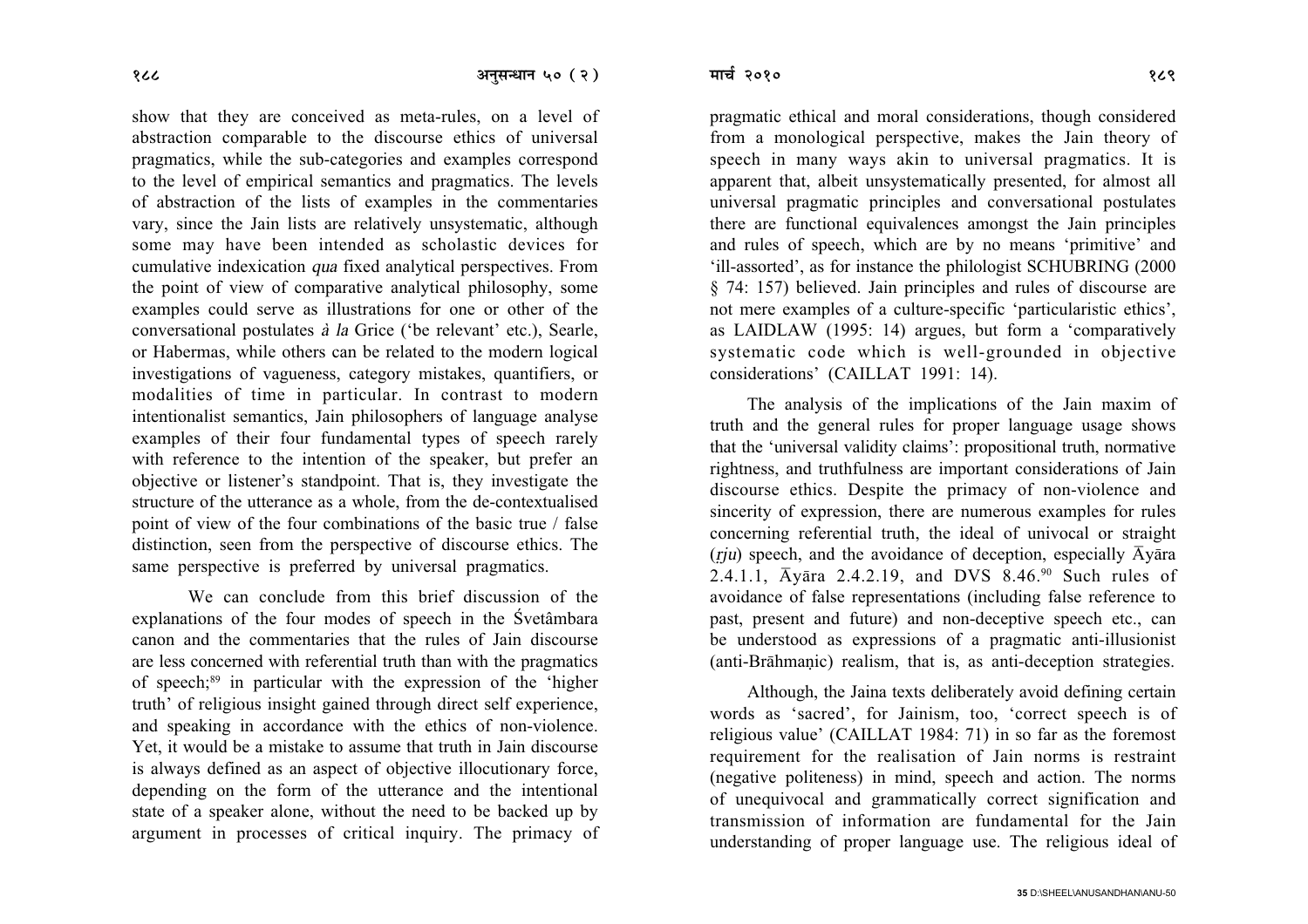show that they are conceived as meta-rules, on a level of abstraction comparable to the discourse ethics of universal pragmatics, while the sub-categories and examples correspond to the level of empirical semantics and pragmatics. The levels of abstraction of the lists of examples in the commentaries vary, since the Jain lists are relatively unsystematic, although some may have been intended as scholastic devices for cumulative indexication *qua* fixed analytical perspectives. From the point of view of comparative analytical philosophy, some examples could serve as illustrations for one or other of the conversational postulates *à la* Grice ('be relevant' etc.), Searle, or Habermas, while others can be related to the modern logical investigations of vagueness, category mistakes, quantifiers, or modalities of time in particular. In contrast to modern intentionalist semantics, Jain philosophers of language analyse examples of their four fundamental types of speech rarely with reference to the intention of the speaker, but prefer an objective or listener's standpoint. That is, they investigate the structure of the utterance as a whole, from the de-contextualised point of view of the four combinations of the basic true / false distinction, seen from the perspective of discourse ethics. The same perspective is preferred by universal pragmatics.

We can conclude from this brief discussion of the explanations of the four modes of speech in the Śvetâmbara canon and the commentaries that the rules of Jain discourse are less concerned with referential truth than with the pragmatics of speech;[89] in particular with the expression of the 'higher truth' of religious insight gained through direct self experience, and speaking in accordance with the ethics of non-violence. Yet, it would be a mistake to assume that truth in Jain discourse is always defined as an aspect of objective illocutionary force, depending on the form of the utterance and the intentional state of a speaker alone, without the need to be backed up by argument in processes of critical inquiry. The primacy of pragmatic ethical and moral considerations, though considered from a monological perspective, makes the Jain theory of speech in many ways akin to universal pragmatics. It is apparent that, albeit unsystematically presented, for almost all universal pragmatic principles and conversational postulates there are functional equivalences amongst the Jain principles and rules of speech, which are by no means 'primitive' and 'ill-assorted', as for instance the philologist SCHUBRING (2000 § 74: 157) believed. Jain principles and rules of discourse are not mere examples of a culture-specific 'particularistic ethics', as LAIDLAW (1995: 14) argues, but form a 'comparatively systematic code which is well-grounded in objective considerations' (CAILLAT 1991: 14).

The analysis of the implications of the Jain maxim of truth and the general rules for proper language usage shows that the 'universal validity claims': propositional truth, normative rightness, and truthfulness are important considerations of Jain discourse ethics. Despite the primacy of non-violence and sincerity of expression, there are numerous examples for rules concerning referential truth, the ideal of univocal or straight (*ṛju*) speech, and the avoidance of deception, especially Āyāra 2.4.1.1, Āyāra 2.4.2.19, and DVS 8.46.[90] Such rules of avoidance of false representations (including false reference to past, present and future) and non-deceptive speech etc., can be understood as expressions of a pragmatic anti-illusionist (anti-Brāhmaṇic) realism, that is, as anti-deception strategies.

Although, the Jaina texts deliberately avoid defining certain words as 'sacred', for Jainism, too, 'correct speech is of religious value' (CAILLAT 1984: 71) in so far as the foremost requirement for the realisation of Jain norms is restraint (negative politeness) in mind, speech and action. The norms of unequivocal and grammatically correct signification and transmission of information are fundamental for the Jain understanding of proper language use. The religious ideal of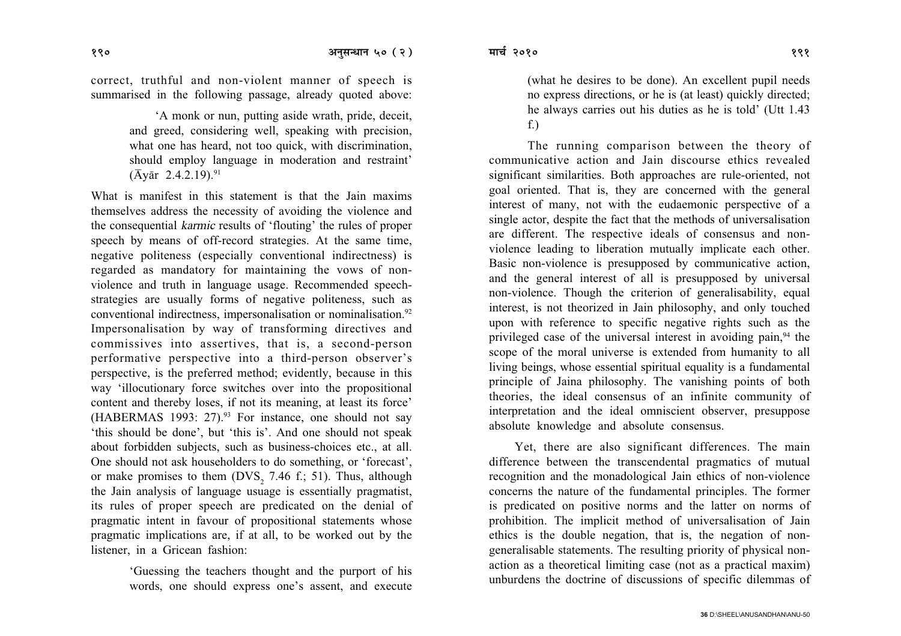correct, truthful and non-violent manner of speech is summarised in the following passage, already quoted above:

> 'A monk or nun, putting aside wrath, pride, deceit, and greed, considering well, speaking with precision, what one has heard, not too quick, with discrimination, should employ language in moderation and restraint' (Āyār 2.4.2.19).[91]

What is manifest in this statement is that the Jain maxims themselves address the necessity of avoiding the violence and the consequential *karmic* results of 'flouting' the rules of proper speech by means of off-record strategies. At the same time, negative politeness (especially conventional indirectness) is regarded as mandatory for maintaining the vows of non-violence and truth in language usage. Recommended speech-strategies are usually forms of negative politeness, such as conventional indirectness, impersonalisation or nominalisation.[92] Impersonalisation by way of transforming directives and commissives into assertives, that is, a second-person performative perspective into a third-person observer's perspective, is the preferred method; evidently, because in this way 'illocutionary force switches over into the propositional content and thereby loses, if not its meaning, at least its force' (HABERMAS 1993: 27).[93] For instance, one should not say 'this should be done', but 'this is'. And one should not speak about forbidden subjects, such as business-choices etc., at all. One should not ask householders to do something, or 'forecast', or make promises to them ($DVS_2$ 7.46 f.; 51). Thus, although the Jain analysis of language usuage is essentially pragmatist, its rules of proper speech are predicated on the denial of pragmatic intent in favour of propositional statements whose pragmatic implications are, if at all, to be worked out by the listener, in a Gricean fashion:

> 'Guessing the teachers thought and the purport of his words, one should express one's assent, and execute (what he desires to be done). An excellent pupil needs no express directions, or he is (at least) quickly directed; he always carries out his duties as he is told' (Utt 1.43 f.)

The running comparison between the theory of communicative action and Jain discourse ethics revealed significant similarities. Both approaches are rule-oriented, not goal oriented. That is, they are concerned with the general interest of many, not with the eudaemonic perspective of a single actor, despite the fact that the methods of universalisation are different. The respective ideals of consensus and non-violence leading to liberation mutually implicate each other. Basic non-violence is presupposed by communicative action, and the general interest of all is presupposed by universal non-violence. Though the criterion of generalisability, equal interest, is not theorized in Jain philosophy, and only touched upon with reference to specific negative rights such as the privileged case of the universal interest in avoiding pain,[94] the scope of the moral universe is extended from humanity to all living beings, whose essential spiritual equality is a fundamental principle of Jaina philosophy. The vanishing points of both theories, the ideal consensus of an infinite community of interpretation and the ideal omniscient observer, presuppose absolute knowledge and absolute consensus.

Yet, there are also significant differences. The main difference between the transcendental pragmatics of mutual recognition and the monadological Jain ethics of non-violence concerns the nature of the fundamental principles. The former is predicated on positive norms and the latter on norms of prohibition. The implicit method of universalisation of Jain ethics is the double negation, that is, the negation of non-generalisable statements. The resulting priority of physical non-action as a theoretical limiting case (not as a practical maxim) unburdens the doctrine of discussions of specific dilemmas of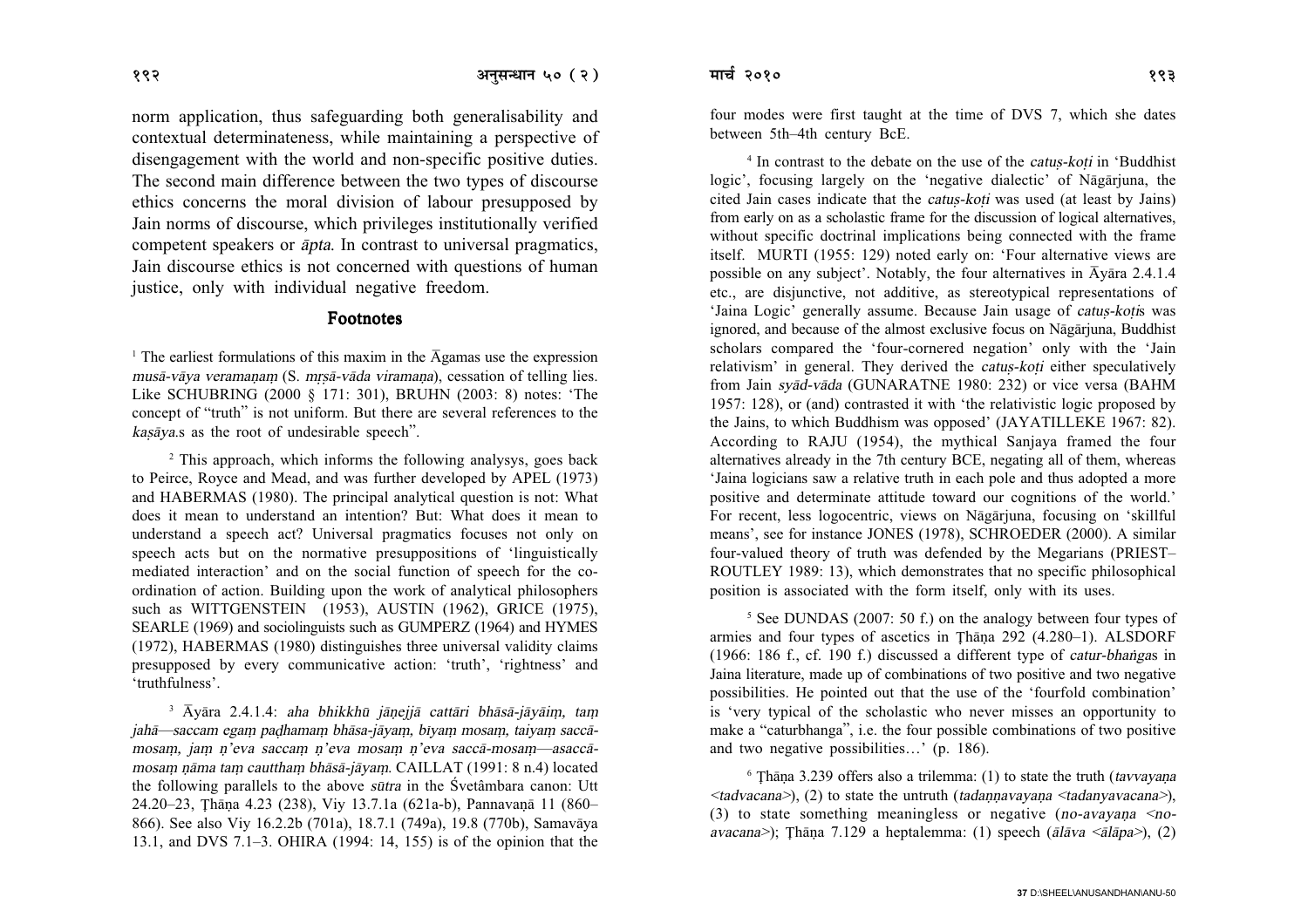norm application, thus safeguarding both generalisability and contextual determinateness, while maintaining a perspective of disengagement with the world and non-specific positive duties. The second main difference between the two types of discourse ethics concerns the moral division of labour presupposed by Jain norms of discourse, which privileges institutionally verified competent speakers or *āpta*. In contrast to universal pragmatics, Jain discourse ethics is not concerned with questions of human justice, only with individual negative freedom.

## Footnotes

[1] The earliest formulations of this maxim in the Āgamas use the expression *musā-vāya veramaṇaṃ* (S. *mṛṣā-vāda viramaṇa*), cessation of telling lies. Like SCHUBRING (2000 § 171: 301), BRUHN (2003: 8) notes: 'The concept of "truth" is not uniform. But there are several references to the *kaṣāya*.s as the root of undesirable speech".

[2] This approach, which informs the following analysys, goes back to Peirce, Royce and Mead, and was further developed by APEL (1973) and HABERMAS (1980). The principal analytical question is not: What does it mean to understand an intention? But: What does it mean to understand a speech act? Universal pragmatics focuses not only on speech acts but on the normative presuppositions of 'linguistically mediated interaction' and on the social function of speech for the co-ordination of action. Building upon the work of analytical philosophers such as WITTGENSTEIN (1953), AUSTIN (1962), GRICE (1975), SEARLE (1969) and sociolinguists such as GUMPERZ (1964) and HYMES (1972), HABERMAS (1980) distinguishes three universal validity claims presupposed by every communicative action: 'truth', 'rightness' and 'truthfulness'.

[3] Āyāra 2.4.1.4: *aha bhikkhū jāṇejjā cattāri bhāsā-jāyāiṃ, taṃ jahā—saccam egaṃ paḍhamaṃ bhāsa-jāyaṃ, biyaṃ mosaṃ, taiyaṃ saccā-mosaṃ, jaṃ ṇ'eva saccaṃ ṇ'eva mosaṃ ṇ'eva saccā-mosaṃ—asaccā-mosaṃ ṇāma taṃ cautthaṃ bhāsā-jāyaṃ.* CAILLAT (1991: 8 n.4) located the following parallels to the above *sūtra* in the Śvetâmbara canon: Utt 24.20–23, Ṭhāṇa 4.23 (238), Viy 13.7.1a (621a-b), Pannavaṇā 11 (860–866). See also Viy 16.2.2b (701a), 18.7.1 (749a), 19.8 (770b), Samavāya 13.1, and DVS 7.1–3. OHIRA (1994: 14, 155) is of the opinion that the four modes were first taught at the time of DVS 7, which she dates between 5th–4th century BcE.

[4] In contrast to the debate on the use of the *catuṣ-koṭi* in 'Buddhist logic', focusing largely on the 'negative dialectic' of Nāgārjuna, the cited Jain cases indicate that the *catuṣ-koṭi* was used (at least by Jains) from early on as a scholastic frame for the discussion of logical alternatives, without specific doctrinal implications being connected with the frame itself. MURTI (1955: 129) noted early on: 'Four alternative views are possible on any subject'. Notably, the four alternatives in Āyāra 2.4.1.4 etc., are disjunctive, not additive, as stereotypical representations of 'Jaina Logic' generally assume. Because Jain usage of *catuṣ-koṭi*s was ignored, and because of the almost exclusive focus on Nāgārjuna, Buddhist scholars compared the 'four-cornered negation' only with the 'Jain relativism' in general. They derived the *catuṣ-koṭi* either speculatively from Jain *syād-vāda* (GUNARATNE 1980: 232) or vice versa (BAHM 1957: 128), or (and) contrasted it with 'the relativistic logic proposed by the Jains, to which Buddhism was opposed' (JAYATILLEKE 1967: 82). According to RAJU (1954), the mythical Sanjaya framed the four alternatives already in the 7th century BCE, negating all of them, whereas 'Jaina logicians saw a relative truth in each pole and thus adopted a more positive and determinate attitude toward our cognitions of the world.' For recent, less logocentric, views on Nāgārjuna, focusing on 'skillful means', see for instance JONES (1978), SCHROEDER (2000). A similar four-valued theory of truth was defended by the Megarians (PRIEST–ROUTLEY 1989: 13), which demonstrates that no specific philosophical position is associated with the form itself, only with its uses.

[5] See DUNDAS (2007: 50 f.) on the analogy between four types of armies and four types of ascetics in Ṭhāṇa 292 (4.280–1). ALSDORF (1966: 186 f., cf. 190 f.) discussed a different type of *catur-bhaṅga*s in Jaina literature, made up of combinations of two positive and two negative possibilities. He pointed out that the use of the 'fourfold combination' is 'very typical of the scholastic who never misses an opportunity to make a "caturbhanga", i.e. the four possible combinations of two positive and two negative possibilities…' (p. 186).

[6] Ṭhāṇa 3.239 offers also a trilemma: (1) to state the truth (*tavvayaṇa* <*tadvacana*>), (2) to state the untruth (*tadaṇṇavayaṇa* <*tadanyavacana*>), (3) to state something meaningless or negative (*no-avayaṇa* <*no-avacana*>); Ṭhāṇa 7.129 a heptalemma: (1) speech (*ālāva* <*ālāpa*>), (2)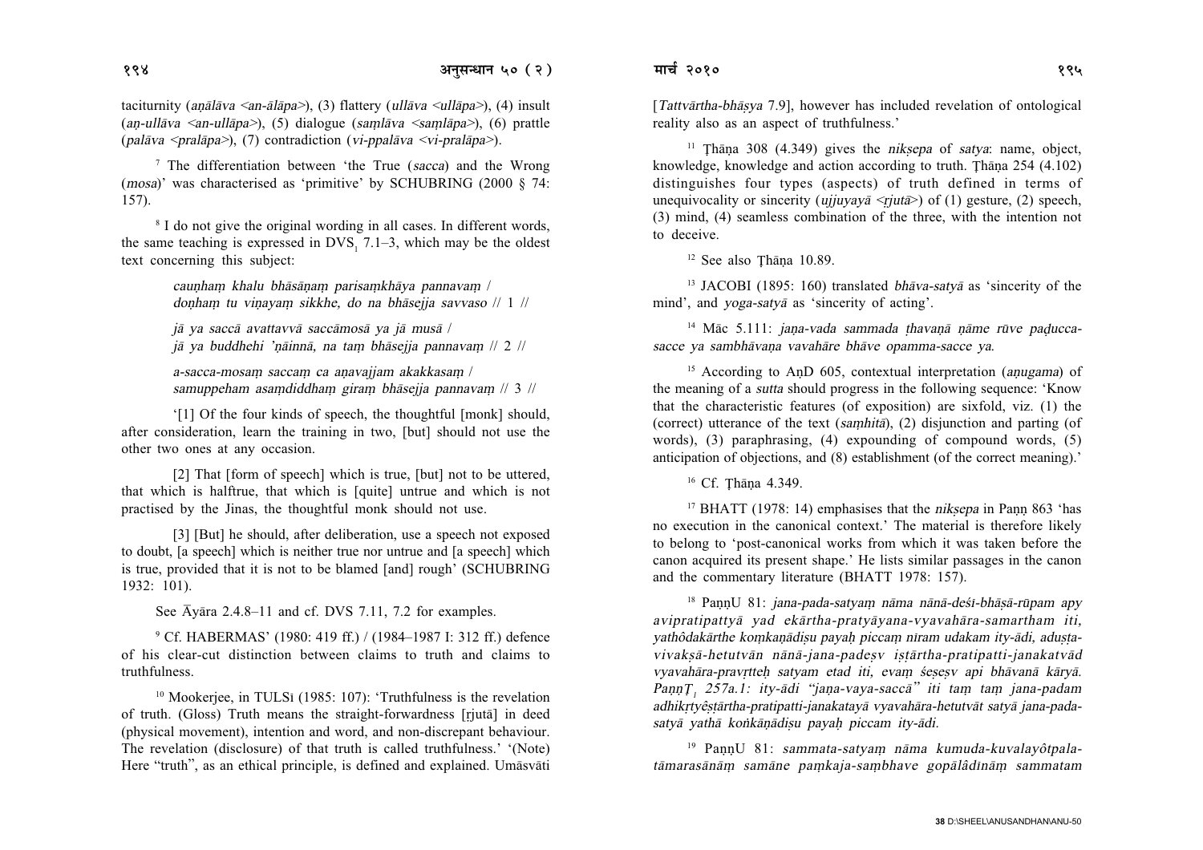taciturnity (*aṇālāva* <*an-ālāpa*>), (3) flattery (*ullāva* <*ullāpa*>), (4) insult (*aṇ-ullāva* <*an-ullāpa*>), (5) dialogue (*saṃlāva* <*saṃlāpa*>), (6) prattle (*palāva* <*pralāpa*>), (7) contradiction (*vi-ppalāva* <*vi-pralāpa*>).

[7] The differentiation between 'the True (*sacca*) and the Wrong (*mosa*)' was characterised as 'primitive' by SCHUBRING (2000 § 74: 157).

[8] I do not give the original wording in all cases. In different words, the same teaching is expressed in $DVS_1$ 7.1–3, which may be the oldest text concerning this subject:

> *cauṇhaṃ khalu bhāsāṇaṃ parisaṃkhāya pannavaṃ /*
> *doṇhaṃ tu viṇayaṃ sikkhe, do na bhāsejja savvaso // 1 //*
>
> *jā ya saccā avattavvā saccāmosā ya jā musā /*
> *jā ya buddhehi 'ṇāinnā, na taṃ bhāsejja pannavaṃ // 2 //*
>
> *a-sacca-mosaṃ saccaṃ ca aṇavajjam akakkasaṃ /*
> *samuppeham asaṃdiddhaṃ giraṃ bhāsejja pannavaṃ // 3 //*

'[1] Of the four kinds of speech, the thoughtful [monk] should, after consideration, learn the training in two, [but] should not use the other two ones at any occasion.

[2] That [form of speech] which is true, [but] not to be uttered, that which is halftrue, that which is [quite] untrue and which is not practised by the Jinas, the thoughtful monk should not use.

[3] [But] he should, after deliberation, use a speech not exposed to doubt, [a speech] which is neither true nor untrue and [a speech] which is true, provided that it is not to be blamed [and] rough' (SCHUBRING 1932: 101).

See Āyāra 2.4.8–11 and cf. DVS 7.11, 7.2 for examples.

[9] Cf. HABERMAS' (1980: 419 ff.) / (1984–1987 I: 312 ff.) defence of his clear-cut distinction between claims to truth and claims to truthfulness.

[10] Mookerjee, in TULSī (1985: 107): 'Truthfulness is the revelation of truth. (Gloss) Truth means the straight-forwardness [ṛjutā] in deed (physical movement), intention and word, and non-discrepant behaviour. The revelation (disclosure) of that truth is called truthfulness.' '(Note) Here "truth", as an ethical principle, is defined and explained. Umāsvāti [*Tattvārtha-bhāṣya* 7.9], however has included revelation of ontological reality also as an aspect of truthfulness.'

[11] Ṭhāṇa 308 (4.349) gives the *nikṣepa* of *satya*: name, object, knowledge, knowledge and action according to truth. Ṭhāṇa 254 (4.102) distinguishes four types (aspects) of truth defined in terms of unequivocality or sincerity (*ujjuyayā* <*ṛjutā*>) of (1) gesture, (2) speech, (3) mind, (4) seamless combination of the three, with the intention not to deceive.

[12] See also Ṭhāṇa 10.89.

[13] JACOBI (1895: 160) translated *bhāva-satyā* as 'sincerity of the mind', and *yoga-satyā* as 'sincerity of acting'.

[14] Māc 5.111: *jaṇa-vada sammada ṭhavaṇā ṇāme rūve paḍucca-sacce ya sambhāvaṇa vavahāre bhāve opamma-sacce ya.*

[15] According to AṇD 605, contextual interpretation (*aṇugama*) of the meaning of a *sutta* should progress in the following sequence: 'Know that the characteristic features (of exposition) are sixfold, viz. (1) the (correct) utterance of the text (*saṃhitā*), (2) disjunction and parting of words), (3) paraphrasing, (4) expounding of compound words, (5) anticipation of objections, and (8) establishment (of the correct meaning).'

[16] Cf. Ṭhāṇa 4.349.

[17] BHATT (1978: 14) emphasises that the *nikṣepa* in Paṇṇ 863 'has no execution in the canonical context.' The material is therefore likely to belong to 'post-canonical works from which it was taken before the canon acquired its present shape.' He lists similar passages in the canon and the commentary literature (BHATT 1978: 157).

[18] PaṇṇU 81: *jana-pada-satyaṃ nāma nānā-deśi-bhāṣā-rūpam apy avipratipattyā yad ekārtha-pratyāyana-vyavahāra-samartham iti, yathôdakārthe koṃkaṇādiṣu payaḥ piccaṃ nīram udakam ity-ādi, aduṣṭa-vivakṣā-hetutvān nānā-jana-padeṣv iṣṭārtha-pratipatti-janakatvād vyavahāra-pravṛtteḥ satyam etad iti, evaṃ śeṣeṣv api bhāvanā kāryā.* $PaṇṇT_1$ *257a.1: ity-ādi "jaṇa-vaya-saccā" iti taṃ taṃ jana-padam adhikṛtyêṣṭārtha-pratipatti-janakatayā vyavahāra-hetutvāt satyā jana-pada-satyā yathā koṅkāṇādiṣu payaḥ piccam ity-ādi.*

[19] PaṇṇU 81: *sammata-satyaṃ nāma kumuda-kuvalayôtpala-tāmarasānāṃ samāne paṃkaja-saṃbhave gopālâdīnāṃ sammatam*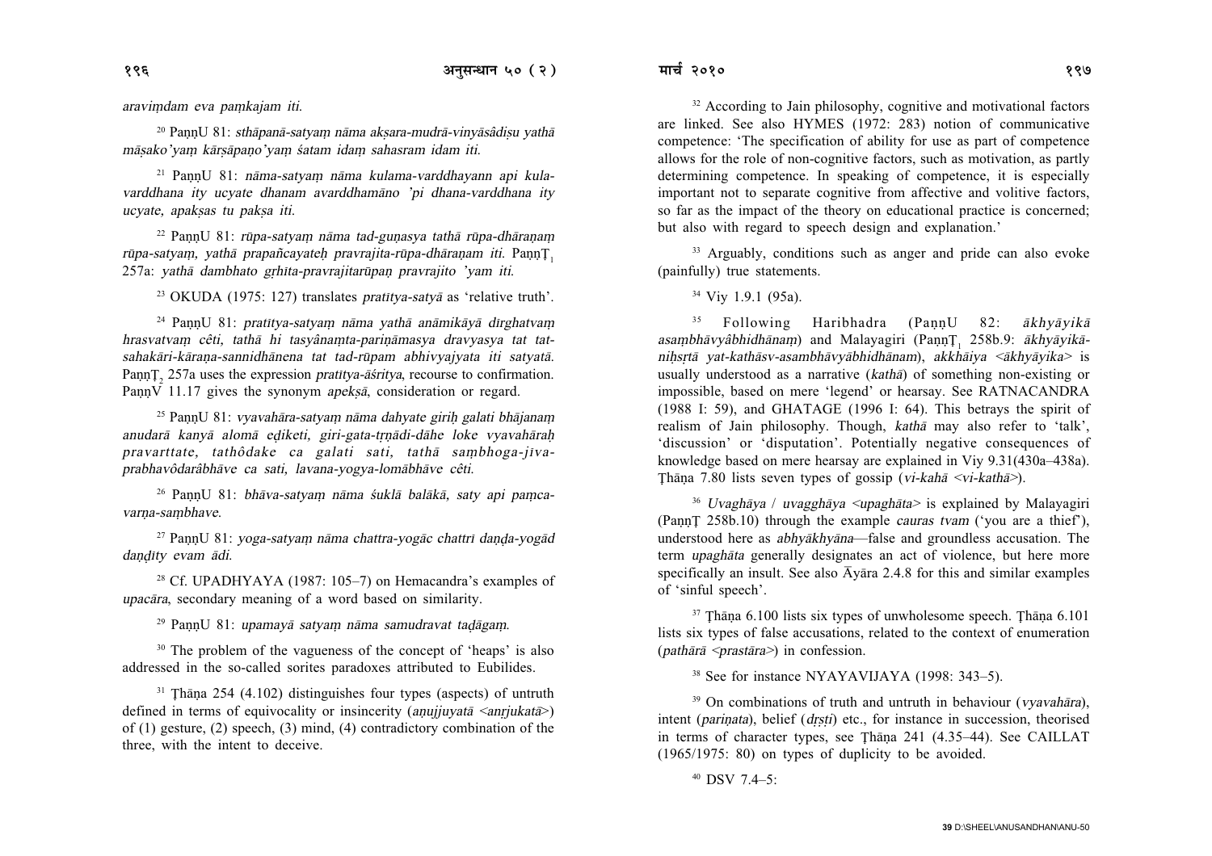*araviṃdam eva paṃkajam iti.*

[20] PaṇṇU 81: *sthāpanā-satyaṃ nāma akṣara-mudrā-vinyāsâdiṣu yathā māṣako'yaṃ kārṣāpaṇo'yaṃ śatam idaṃ sahasram idam iti.*

[21] PaṇṇU 81: *nāma-satyaṃ nāma kulama-varddhayann api kula-varddhana ity ucyate dhanam avarddhamāno 'pi dhana-varddhana ity ucyate, apakṣas tu pakṣa iti.*

[22] PaṇṇU 81: *rūpa-satyaṃ nāma tad-guṇasya tathā rūpa-dhāraṇaṃ rūpa-satyaṃ, yathā prapañcayateḥ pravrajita-rūpa-dhāraṇam iti.* PaṇṇṬ$_1$ 257a: *yathā dambhato gṛhīta-pravrajitarūpaṇ pravrajito 'yam iti.*

[23] OKUDA (1975: 127) translates *pratītya-satyā* as 'relative truth'.

[24] PaṇṇU 81: *pratītya-satyaṃ nāma yathā anāmikāyā dīrghatvaṃ hrasvatvaṃ cêti, tathā hi tasyânaṃta-pariṇāmasya dravyasya tat tat-sahakāri-kāraṇa-sannidhānena tat tad-rūpam abhivyajyata iti satyatā.* PaṇṇṬ$_2$ 257a uses the expression *pratītya-āśritya*, recourse to confirmation. PaṇṇV 11.17 gives the synonym *apekṣā*, consideration or regard.

[25] PaṇṇU 81: *vyavahāra-satyaṃ nāma dahyate giriḥ galati bhājanaṃ anudarā kanyā alomā eḍiketi, giri-gata-tṛṇādi-dāhe loke vyavahāraḥ pravarttate, tathôdake ca galati sati, tathā saṃbhoga-jīva-prabhavôdarâbhāve ca sati, lavana-yogya-lomābhāve cêti.*

[26] PaṇṇU 81: *bhāva-satyaṃ nāma śuklā balākā, saty api paṃca-varṇa-saṃbhave.*

[27] PaṇṇU 81: *yoga-satyaṃ nāma chattra-yogāc chattrī daṇḍa-yogād daṇḍīty evam ādi.*

[28] Cf. UPADHYAYA (1987: 105–7) on Hemacandra's examples of *upacāra*, secondary meaning of a word based on similarity.

[29] PaṇṇU 81: *upamayā satyaṃ nāma samudravat taḍāgaṃ.*

[30] The problem of the vagueness of the concept of 'heaps' is also addressed in the so-called sorites paradoxes attributed to Eubilides.

[31] Ṭhāṇa 254 (4.102) distinguishes four types (aspects) of untruth defined in terms of equivocality or insincerity (*aṇujjuyatā* <*anṛjukatā*>) of (1) gesture, (2) speech, (3) mind, (4) contradictory combination of the three, with the intent to deceive.

[32] According to Jain philosophy, cognitive and motivational factors are linked. See also HYMES (1972: 283) notion of communicative competence: 'The specification of ability for use as part of competence allows for the role of non-cognitive factors, such as motivation, as partly determining competence. In speaking of competence, it is especially important not to separate cognitive from affective and volitive factors, so far as the impact of the theory on educational practice is concerned; but also with regard to speech design and explanation.'

[33] Arguably, conditions such as anger and pride can also evoke (painfully) true statements.

[34] Viy 1.9.1 (95a).

[35] Following Haribhadra (PaṇṇU 82: *ākhyāyikā asaṃbhāvyâbhidhānaṃ*) and Malayagiri (PaṇṇṬ$_1$ 258b.9: *ākhyāyikā-niḥsṛtā yat-kathāsv-asambhāvyābhidhānam*), *akkhāiya* <*ākhyāyika*> is usually understood as a narrative (*kathā*) of something non-existing or impossible, based on mere 'legend' or hearsay. See RATNACANDRA (1988 I: 59), and GHATAGE (1996 I: 64). This betrays the spirit of realism of Jain philosophy. Though, *kathā* may also refer to 'talk', 'discussion' or 'disputation'. Potentially negative consequences of knowledge based on mere hearsay are explained in Viy 9.31(430a–438a). Ṭhāṇa 7.80 lists seven types of gossip (*vi-kahā* <*vi-kathā*>).

[36] *Uvaghāya* / *uvagghāya* <*upaghāta*> is explained by Malayagiri (PaṇṇṬ 258b.10) through the example *cauras tvam* ('you are a thief'), understood here as *abhyākhyāna*—false and groundless accusation. The term *upaghāta* generally designates an act of violence, but here more specifically an insult. See also Āyāra 2.4.8 for this and similar examples of 'sinful speech'.

[37] Ṭhāṇa 6.100 lists six types of unwholesome speech. Ṭhāṇa 6.101 lists six types of false accusations, related to the context of enumeration (*pathārā* <*prastāra*>) in confession.

[38] See for instance NYAYAVIJAYA (1998: 343–5).

[39] On combinations of truth and untruth in behaviour (*vyavahāra*), intent (*pariṇata*), belief (*dṛṣṭi*) etc., for instance in succession, theorised in terms of character types, see Ṭhāṇa 241 (4.35–44). See CAILLAT (1965/1975: 80) on types of duplicity to be avoided.

[40] DSV 7.4–5: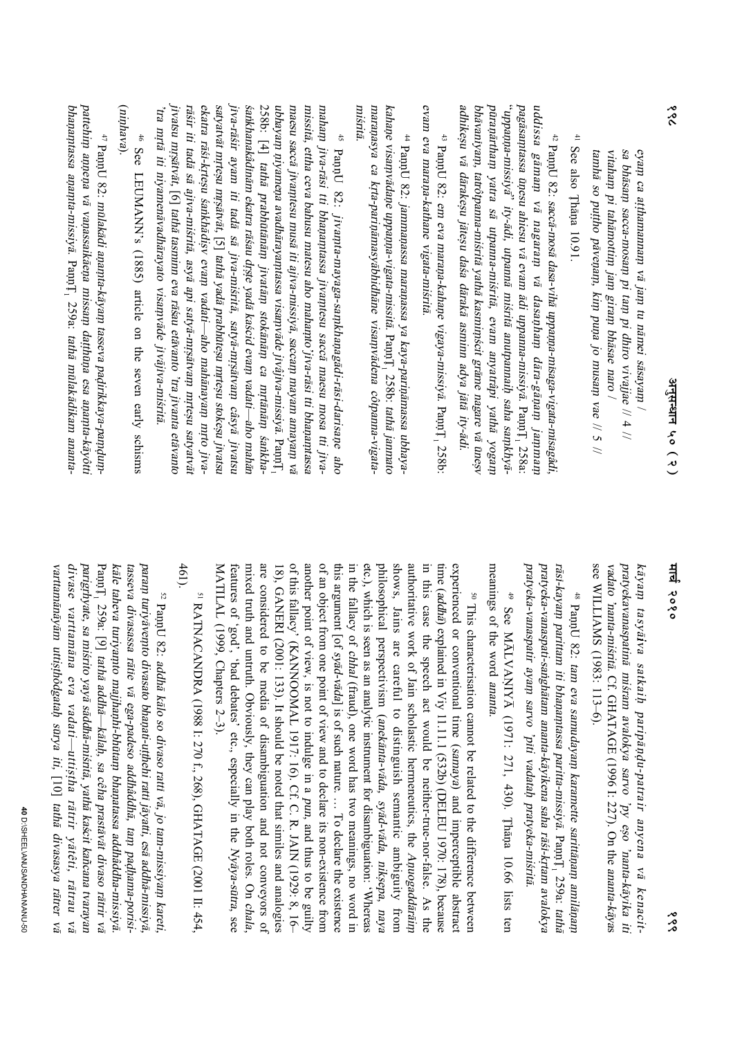*evaṃ ca aṭṭhamannaṃ vā jaṃ tu nāmei sāsayaṃ /*
*sa bhāsaṃ sacca-mosaṃ pi taṃ pi dhīro vivajjae // 4 //*
*vitahaṃ pi tahāmottiṃ jaṃ giraṃ bhāsae naro /*
*tamhā so puṭṭho pāveṇaṃ, kiṃ puṇa jo musaṃ vae // 5 //*

[41] See also Ṭhāṇa 1091.

[42] PaṃnU 82: *saccā-mosā dasa-vihā uppaṇṇa-misaga-vigata-misagâdi, uddissa gāmaṃ vā nagaraṃ vā dasaṇhaṃ dāra-gāṇaṃ jammaṃ pagāsaṃtassa ūṇesu ahiesu vā evaṃ ādi uppaṇṇa-missiyā.* PaṃnṬ₁ 258a: *"uppaṇṇa-missiyā" ity-ādi, utpannā miśritā anutpannaiḥ saha saṅkhyā-pūraṇārthaṃ yatra sā utpanna-miśritā, evaṃ anyatrâpi yathā yogaṃ bhāvanīyaṃ, tatrôtpanna-miśritā yathā kasmiṃścit grāme nagare vā ūneṣv adhikeṣu vā dārakeṣu jāteṣu daśa dārakā asminn adya jātā ity-ādi.*

[43] PaṃnU 82: *em eva maraṇa-kahaṇe vigaya-missiyā.* PaṃnṬ₁ 258b: *evam eva maraṇa-kathane vigata-miśritā.*

[44] PaṃnU 82: *jammaṇassa maraṇassa ya kaya-pariṇāmassa ubhaya-kahaṇe visaṃvādaṇe uppaṇṇa-vigata-missitā.* PaṃnṬ₁ 258b: *tathā janmato maraṇasya ca kṛta-parimāṇasyâbhidhāne visaṃvādena côtpanna-vigata-miśritā.*

[45] PaṃnU 82: *jīvanta-mayaga-saṅkhaṇagâdi-rāsi-darisaṇe aho mahaṃ jīva-rāsi tti bhaṇaṃtassa jīvantesu saccā maesu mosa tti jīva-missitā, ettha ceva bahusu maesu aho mahaṃto jīva-rāsi tti bhaṇaṃtassa maesu saccā jīvaṃtesu musā iti ajīva-missiyā, saccaṃ mayaṃ amayaṃ vā ubhayaṃ niyameṇa avadhārayaṃtassa visaṃvāde jīvâjīva-missiyā.* PaṃnṬ₁ 258b: [4] *tathā prabhūtānāṃ jīvatāṃ stokānāṃ ca mṛtānāṃ śaṅkha-śaṅkhanakâdīnām ekatra rāśau dṛṣṭe yadā kaścid evaṃ vadati—aho mahān jīva-rāśir ayam iti tadā sā jīva-miśritā, satyā-mṛṣātvaṃ câsyā jīvatsu satyatvāt mṛteṣu mṛṣātvāt,* [5] *tathā yadā prabhūteṣu mṛteṣu stokeṣu jīvatsu ekatra rāśi-kṛteṣu śaṅkhâdiṣv evaṃ vadati—aho mahān ayaṃ mṛto jīva-rāśir iti tadā sā ajīva-miśritā, asyā api satyā-mṛṣātvaṃ mṛteṣu satyatvāt jīvatsu mṛṣātvāt,* [6] *tathā tasminn eva rāśau etāvanto 'tra mṛtā iti niyamenâvadhārayato visaṃvāde jīvâjīva-miśritā.*

[46] See LEUMANN's (1885) article on the seven early schisms (*ninhava*).

[47] PaṃnU 82: *mulakādi aṇanta-kāyaṃ tasseva padirikkaya-paṇḍum-pattehiṃ aṇṇeṇa vā vaṇassaikāeṇa missaṃ daṭṭhūṇa esa aṇaṃta-kāyôti bhaṇaṃtassa aṇaṃta-missiyā.* PaṃnṬ₁ 259a: *tathā mūlakâdikam ananta-kāyaṃ tasyâiva satkaiḥ pariṇḍu-patrair anyena vā kenacit-pratyekavanaspatinā miśram avalokya sarvo 'py eṣo 'nanta-kāyika iti vadato 'nanta-miśritā.* Cf. GHATAGE (1996 I: 227). On the *ananta-kāya*s see WILLIAMS (1983: 113–6).

[48] PaṃnU 82: *tam eva samudayaṃ karamette sarittāṇaṃ amilāṇaṃ rāsi-kayaṃ parittam iti bhaṇaṃtassa paritta-missiyā.* PaṃnṬ₁ 259a: *tathā pratyeka-vanaspati-saṅghātam ananta-kāyikena saha rāśi-kṛtam avalokya pratyeka-vanaspatir ayaṃ sarvo 'pi vadataḥ pratyeka-miśritā.*

[49] See MĀLVAṆIYĀ (1971: 271, 430). Ṭhāṇa 10.66 lists ten meanings of the word *ananta*.

[50] This characterisation cannot be related to the difference between experienced or conventional time (*samaya*) and imperceptible abstract time (*addhā*) explained in Viy 11.11.1 (532b) (DELEU 1970: 178), because in this case the speech act would be neither-true-nor-false. As the authoritative work of Jain scholastic hermeneutics, the *Aṇuogaddārāiṃ* shows, Jains are careful to distinguish semantic ambiguity from philosophical perspectivism (*anekānta-vāda, syād-vāda, nikṣepa, naya* etc.), which is seen as an analytic instrument for disambiguation: 'Whereas in the fallacy of *chhal* (fraud), one word has two meanings, no word in this argument [of *syād-vāda*] is of such nature. … To declare the existence of an object from one point of view and to declare its non-existence from another point of view, is not to indulge in a *pun*, and thus to be guilty of this fallacy' (KANNOOMAL 1917: 16). Cf. C. R. JAIN (1929: 8, 16–18), GANERI (2001: 133). It should be noted that similes and analogies are considered to be media of disambiguation and not conveyors of mixed truth and untruth. Obviously, they can play both roles. On *chala*, features of 'god', 'bad debates' etc., especially in the *Nyāya-sūtra*, see MATILAL (1999, Chapters 2–3).

[51] RATNACANDRA (1988 I: 270 f., 268), GHATAGE (2001 II: 454, 461).

[52] PaṃnU 82: *addhā kālo so divaso ratti vā, jo taṃ-missiyaṃ kareti, paraṃ turiyāvemto divasato bhaṇati-uṭṭhehi ratti jāyatti, esā addhā-missiyā, tasseva divasassa rāttie vā ega-padeso addhâddhā, taṃ paḍhama-porisi-kāle taheva turiyaṃto majjhaṇhi-bhūtaṃ bhaṇatassa addhaddha-missiyā.* PaṃnṬ₁ 259a: [9] *tathā addhā—kālaḥ, sa cêha prastāvāt divaso rātrir vā parigṛhyate, sa miśrito yayā sâddhā-miśritā, yathā kaścit kañcana tvarayan divase vartamāna eva vadati—uttiṣṭha rātrir yātêti, rātrau vā vartamānāyām uttiṣṭhôdgataḥ sūrya iti,* [10] *tathā divasasya rātrer vā*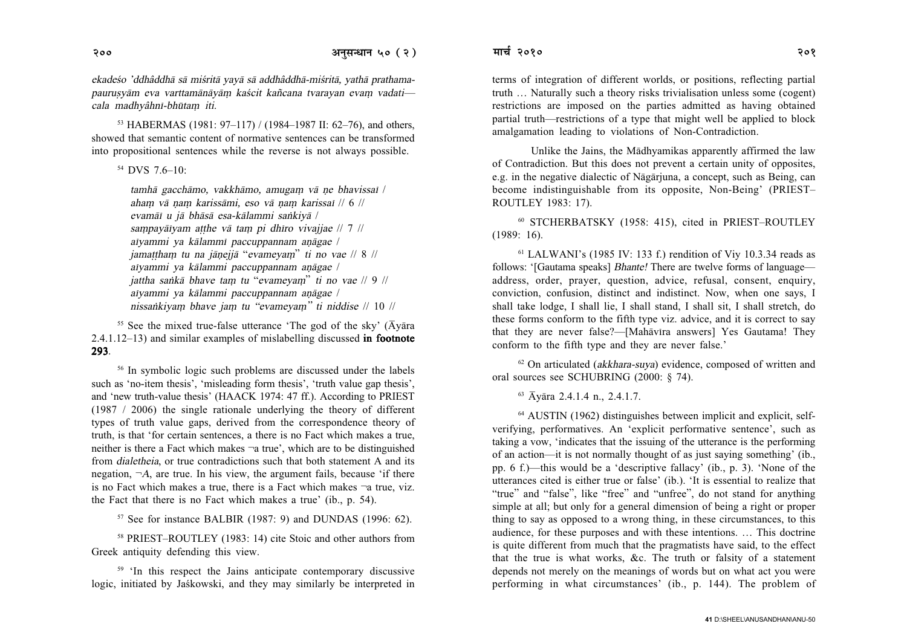*ekadeśo 'ddhâddhā sā miśritā yayā sā addhâddhā-miśritā, yathā prathama-pauruṣyām eva varttamānāyāṃ kaścit kañcana tvarayan evaṃ vadati—cala madhyâhnī-bhūtaṃ iti.*

[53] HABERMAS (1981: 97–117) / (1984–1987 II: 62–76), and others, showed that semantic content of normative sentences can be transformed into propositional sentences while the reverse is not always possible.

[54] DVS 7.6–10:

> *tamhā gacchāmo, vakkhāmo, amugaṃ vā ṇe bhavissaī /*
> *ahaṃ vā ṇaṃ karissāmi, eso vā ṇaṃ karissaī // 6 //*
> *evamāī u jā bhāsā esa-kālammi saṅkiyā /*
> *saṃpayāīyam aṭṭhe vā taṃ pi dhīro vivajjae // 7 //*
> *aīyammi ya kālammi paccuppannam aṇāgae /*
> *jamaṭṭhaṃ tu na jāṇejjā "evameyaṃ" ti no vae // 8 //*
> *aīyammi ya kālammi paccuppannam aṇāgae /*
> *jattha saṅkā bhave taṃ tu "evameyaṃ" ti no vae // 9 //*
> *aīyammi ya kālammi paccuppannam aṇāgae /*
> *nissaṅkiyaṃ bhave jaṃ tu "evameyaṃ" ti niddise // 10 //*

[55] See the mixed true-false utterance 'The god of the sky' (Āyāra 2.4.1.12–13) and similar examples of mislabelling discussed **in footnote 293**.

[56] In symbolic logic such problems are discussed under the labels such as 'no-item thesis', 'misleading form thesis', 'truth value gap thesis', and 'new truth-value thesis' (HAACK 1974: 47 ff.). According to PRIEST (1987 / 2006) the single rationale underlying the theory of different types of truth value gaps, derived from the correspondence theory of truth, is that 'for certain sentences, a there is no Fact which makes a true, neither is there a Fact which makes ¬a true', which are to be distinguished from *dialetheia*, or true contradictions such that both statement A and its negation, ¬*A*, are true. In his view, the argument fails, because 'if there is no Fact which makes a true, there is a Fact which makes ¬a true, viz. the Fact that there is no Fact which makes a true' (ib., p. 54).

[57] See for instance BALBIR (1987: 9) and DUNDAS (1996: 62).

[58] PRIEST–ROUTLEY (1983: 14) cite Stoic and other authors from Greek antiquity defending this view.

[59] 'In this respect the Jains anticipate contemporary discussive logic, initiated by Jaśkowski, and they may similarly be interpreted in terms of integration of different worlds, or positions, reflecting partial truth … Naturally such a theory risks trivialisation unless some (cogent) restrictions are imposed on the parties admitted as having obtained partial truth—restrictions of a type that might well be applied to block amalgamation leading to violations of Non-Contradiction.

Unlike the Jains, the Mādhyamikas apparently affirmed the law of Contradiction. But this does not prevent a certain unity of opposites, e.g. in the negative dialectic of Nāgārjuna, a concept, such as Being, can become indistinguishable from its opposite, Non-Being' (PRIEST–ROUTLEY 1983: 17).

[60] STCHERBATSKY (1958: 415), cited in PRIEST–ROUTLEY (1989: 16).

[61] LALWANI's (1985 IV: 133 f.) rendition of Viy 10.3.34 reads as follows: '[Gautama speaks] *Bhante!* There are twelve forms of language—address, order, prayer, question, advice, refusal, consent, enquiry, conviction, confusion, distinct and indistinct. Now, when one says, I shall take lodge, I shall lie, I shall stand, I shall sit, I shall stretch, do these forms conform to the fifth type viz. advice, and it is correct to say that they are never false?—[Mahāvīra answers] Yes Gautama! They conform to the fifth type and they are never false.'

[62] On articulated (*akkhara-suya*) evidence, composed of written and oral sources see SCHUBRING (2000: § 74).

[63] Āyāra 2.4.1.4 n., 2.4.1.7.

[64] AUSTIN (1962) distinguishes between implicit and explicit, self-verifying, performatives. An 'explicit performative sentence', such as taking a vow, 'indicates that the issuing of the utterance is the performing of an action—it is not normally thought of as just saying something' (ib., pp. 6 f.)—this would be a 'descriptive fallacy' (ib., p. 3). 'None of the utterances cited is either true or false' (ib.). 'It is essential to realize that "true" and "false", like "free" and "unfree", do not stand for anything simple at all; but only for a general dimension of being a right or proper thing to say as opposed to a wrong thing, in these circumstances, to this audience, for these purposes and with these intentions. … This doctrine is quite different from much that the pragmatists have said, to the effect that the true is what works, &c. The truth or falsity of a statement depends not merely on the meanings of words but on what act you were performing in what circumstances' (ib., p. 144). The problem of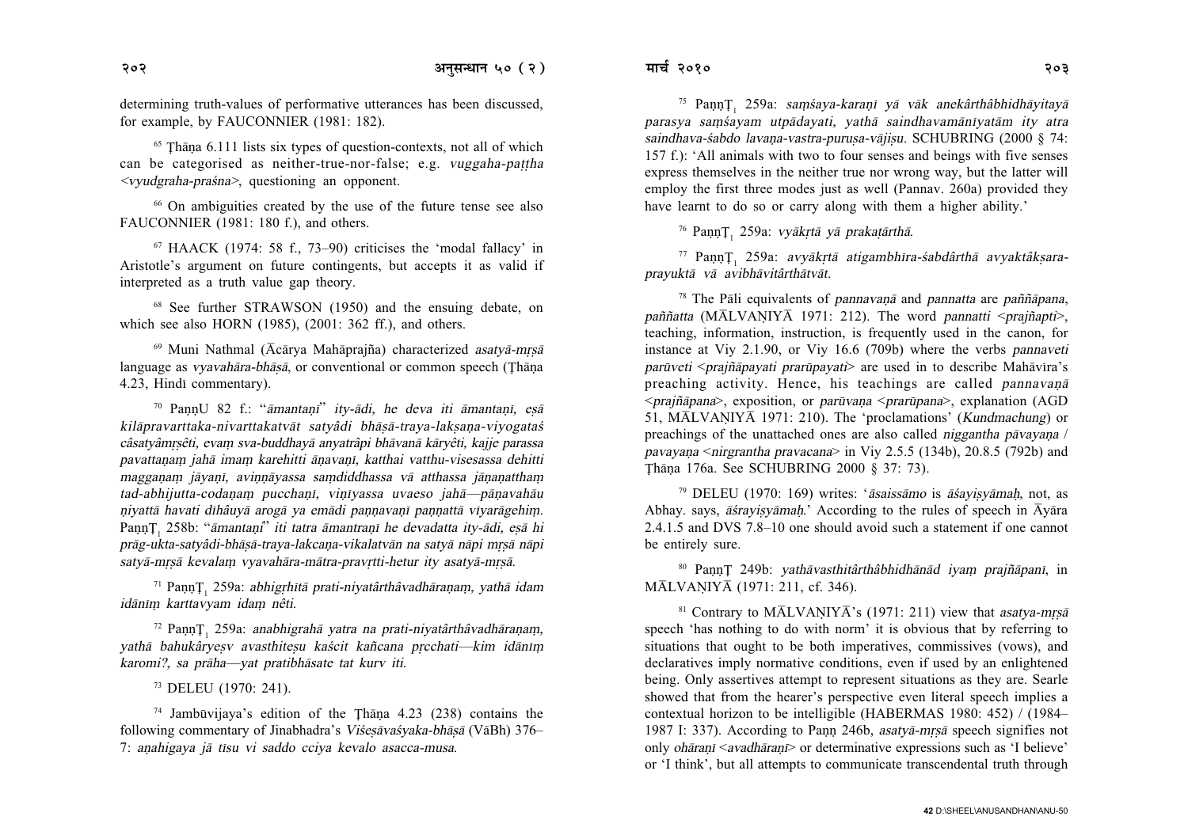determining truth-values of performative utterances has been discussed, for example, by FAUCONNIER (1981: 182).

[65] Ṭhāṇa 6.111 lists six types of question-contexts, not all of which can be categorised as neither-true-nor-false; e.g. *vuggaha-paṭṭha* <*vyudgraha-praśna*>, questioning an opponent.

[66] On ambiguities created by the use of the future tense see also FAUCONNIER (1981: 180 f.), and others.

[67] HAACK (1974: 58 f., 73–90) criticises the 'modal fallacy' in Aristotle's argument on future contingents, but accepts it as valid if interpreted as a truth value gap theory.

[68] See further STRAWSON (1950) and the ensuing debate, on which see also HORN (1985), (2001: 362 ff.), and others.

[69] Muni Nathmal (Ācārya Mahāprajña) characterized *asatyā-mṛṣā* language as *vyavahāra-bhāṣā*, or conventional or common speech (Ṭhāṇa 4.23, Hindī commentary).

[70] PaṇṇU 82 f.: "*āmantaṇi*" *ity-ādi, he deva iti āmantaṇī, eṣā kilāpravarttaka-nivarttakatvāt satyâdi bhāṣā-traya-lakṣaṇa-viyogataś câsatyâmṛṣêti, evaṃ sva-buddhayā anyatrâpi bhāvanā kāryêti, kajje parassa pavattaṇaṃ jahā imaṃ karehitti āṇavaṇī, katthai vatthu-visesassa dehitti maggaṇaṃ jāyaṇī, aviṇṇāyassa saṃdiddhassa vā atthassa jāṇaṇatthaṃ tad-abhijutta-codaṇaṃ pucchaṇī, viṇīyassa uvaeso jahā—pāṇavahāu ṇiyattā havati dihâuyā arogā ya emādi paṇṇavaṇī paṇṇattā viyarāgehiṃ.* PaṇṇṬ$_1$ 258b: "*āmantaṇi*" *iti tatra āmantraṇī he devadatta ity-ādi, eṣā hi prāg-ukta-satyâdi-bhāṣā-traya-lakcaṇa-vikalatvān na satyā nāpi mṛṣā nāpi satyā-mṛṣā kevalaṃ vyavahāra-mātra-pravṛtti-hetur ity asatyā-mṛṣā.*

[71] PaṇṇṬ$_1$ 259a: *abhigṛhītā prati-niyatârthâvadhāraṇam, yathā idam idānīṃ karttavyam idaṃ nêti.*

[72] PaṇṇṬ$_1$ 259a: *anabhigrahā yatra na prati-niyatârthâvadhāraṇam, yathā bahukāryeṣv avasthiteṣu kaścit kañcana pṛcchati—kim idānīṃ karomi?, sa prāha—yat pratibhāsate tat kurv iti.*

[73] DELEU (1970: 241).

[74] Jambūvijaya's edition of the Ṭhāṇa 4.23 (238) contains the following commentary of Jinabhadra's *Viśeṣāvaśyaka-bhāṣā* (VāBh) 376–7: *aṇahigaya jā tīsu vi saddo cciya kevalo asacca-musa.*

[75] PaṇṇṬ$_1$ 259a: *saṃśaya-karaṇī yā vāk anekârthâbhidhāyitayā parasya saṃśayam utpādayati, yathā saindhavamānīyatām ity atra saindhava-śabdo lavaṇa-vastra-puruṣa-vājiṣu.* SCHUBRING (2000 § 74: 157 f.): 'All animals with two to four senses and beings with five senses express themselves in the neither true nor wrong way, but the latter will employ the first three modes just as well (Pannav. 260a) provided they have learnt to do so or carry along with them a higher ability.'

[76] PaṇṇṬ$_1$ 259a: *vyākṛtā yā prakaṭārthā.*

[77] PaṇṇṬ$_1$ 259a: *avyākṛtā atigambhīra-śabdârthā avyaktâkṣara-prayuktā vā avibhāvitârthātvāt.*

[78] The Pāli equivalents of *pannavaṇā* and *pannatta* are *paññāpana*, *paññatta* (MĀLVAṆIYĀ 1971: 212). The word *pannatti* <*prajñapti*>, teaching, information, instruction, is frequently used in the canon, for instance at Viy 2.1.90, or Viy 16.6 (709b) where the verbs *pannaveti parūveti* <*prajñāpayati prarūpayati*> are used in to describe Mahāvīra's preaching activity. Hence, his teachings are called *pannavaṇā* <*prajñāpana*>, exposition, or *parūvaṇa* <*prarūpana*>, explanation (AGD 51, MĀLVAṆIYĀ 1971: 210). The 'proclamations' (*Kundmachung*) or preachings of the unattached ones are also called *niggantha pāvayaṇa* / *pavayaṇa* <*nirgrantha pravacana*> in Viy 2.5.5 (134b), 20.8.5 (792b) and Ṭhāṇa 176a. See SCHUBRING 2000 § 37: 73).

[79] DELEU (1970: 169) writes: '*āsaissāmo* is *āśayiṣyāmaḥ*, not, as Abhay. says, *āśrayiṣyāmaḥ*.' According to the rules of speech in Āyāra 2.4.1.5 and DVS 7.8–10 one should avoid such a statement if one cannot be entirely sure.

[80] PaṇṇṬ 249b: *yathāvasthitârthâbhidhānād iyaṃ prajñāpanī*, in MĀLVAṆIYĀ (1971: 211, cf. 346).

[81] Contrary to MĀLVAṆIYĀ's (1971: 211) view that *asatya-mṛṣā* speech 'has nothing to do with norm' it is obvious that by referring to situations that ought to be both imperatives, commissives (vows), and declaratives imply normative conditions, even if used by an enlightened being. Only assertives attempt to represent situations as they are. Searle showed that from the hearer's perspective even literal speech implies a contextual horizon to be intelligible (HABERMAS 1980: 452) / (1984–1987 I: 337). According to Paṇṇ 246b, *asatyā-mṛṣā* speech signifies not only *ohāraṇī* <*avadhāraṇī*> or determinative expressions such as 'I believe' or 'I think', but all attempts to communicate transcendental truth through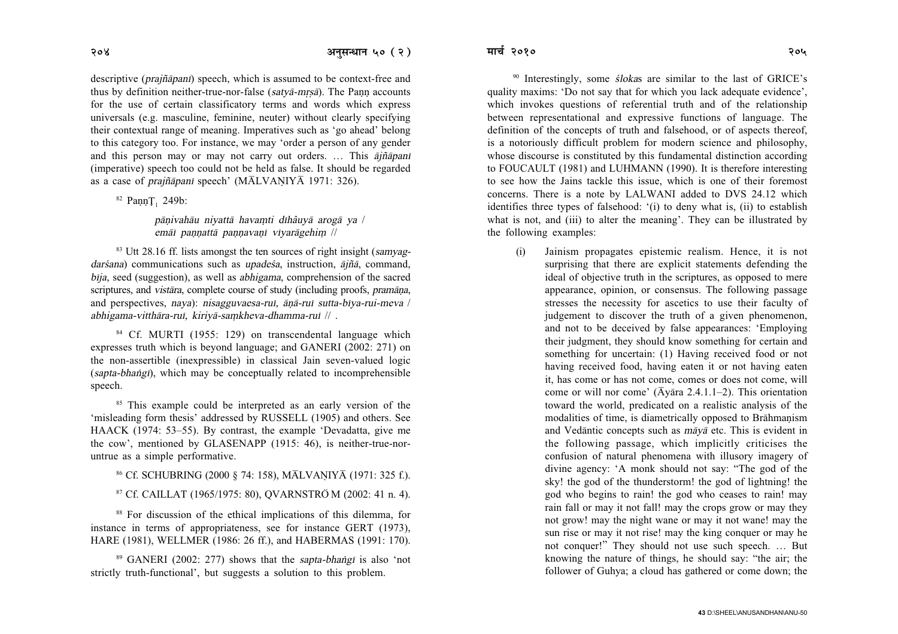descriptive (*prajñāpanī*) speech, which is assumed to be context-free and thus by definition neither-true-nor-false (*satyā-mṛṣā*). The Paṇṇ accounts for the use of certain classificatory terms and words which express universals (e.g. masculine, feminine, neuter) without clearly specifying their contextual range of meaning. Imperatives such as 'go ahead' belong to this category too. For instance, we may 'order a person of any gender and this person may or may not carry out orders. … This *ājñāpanī* (imperative) speech too could not be held as false. It should be regarded as a case of *prajñāpanī* speech' (MĀLVAṆIYĀ 1971: 326).

[82] PaṇṇT$_1$ 249b:

> *pāṇivahāu niyattā havaṃti dihâuyā arogā ya /*
> *emāī paṇṇattā paṇṇavaṇī vīyarāgehiṃ //*

[83] Utt 28.16 ff. lists amongst the ten sources of right insight (*samyag-darśana*) communications such as *upadeśa*, instruction, *ājñā*, command, *bīja*, seed (suggestion), as well as *abhigama*, comprehension of the sacred scriptures, and *vistāra*, complete course of study (including proofs, *pramāṇa*, and perspectives, *naya*): *nisagguvaesa-ruī, āṇā-ruī sutta-bīya-rui-meva / abhigama-vitthāra-ruī, kiriyā-saṃkheva-dhamma-ruī //* .

[84] Cf. MURTI (1955: 129) on transcendental language which expresses truth which is beyond language; and GANERI (2002: 271) on the non-assertible (inexpressible) in classical Jain seven-valued logic (*sapta-bhaṅgī*), which may be conceptually related to incomprehensible speech.

[85] This example could be interpreted as an early version of the 'misleading form thesis' addressed by RUSSELL (1905) and others. See HAACK (1974: 53–55). By contrast, the example 'Devadatta, give me the cow', mentioned by GLASENAPP (1915: 46), is neither-true-nor-untrue as a simple performative.

[86] Cf. SCHUBRING (2000 § 74: 158), MĀLVAṆIYĀ (1971: 325 f.).

[87] Cf. CAILLAT (1965/1975: 80), QVARNSTRÖ M (2002: 41 n. 4).

[88] For discussion of the ethical implications of this dilemma, for instance in terms of appropriateness, see for instance GERT (1973), HARE (1981), WELLMER (1986: 26 ff.), and HABERMAS (1991: 170).

[89] GANERI (2002: 277) shows that the *sapta-bhaṅgī* is also 'not strictly truth-functional', but suggests a solution to this problem.

[90] Interestingly, some *śloka*s are similar to the last of GRICE's quality maxims: 'Do not say that for which you lack adequate evidence', which invokes questions of referential truth and of the relationship between representational and expressive functions of language. The definition of the concepts of truth and falsehood, or of aspects thereof, is a notoriously difficult problem for modern science and philosophy, whose discourse is constituted by this fundamental distinction according to FOUCAULT (1981) and LUHMANN (1990). It is therefore interesting to see how the Jains tackle this issue, which is one of their foremost concerns. There is a note by LALWANI added to DVS 24.12 which identifies three types of falsehood: '(i) to deny what is, (ii) to establish what is not, and (iii) to alter the meaning'. They can be illustrated by the following examples:

(i) Jainism propagates epistemic realism. Hence, it is not surprising that there are explicit statements defending the ideal of objective truth in the scriptures, as opposed to mere appearance, opinion, or consensus. The following passage stresses the necessity for ascetics to use their faculty of judgement to discover the truth of a given phenomenon, and not to be deceived by false appearances: 'Employing their judgment, they should know something for certain and something for uncertain: (1) Having received food or not having received food, having eaten it or not having eaten it, has come or has not come, comes or does not come, will come or will nor come' (Āyāra 2.4.1.1–2). This orientation toward the world, predicated on a realistic analysis of the modalities of time, is diametrically opposed to Brāhmaṇism and Vedāntic concepts such as *māyā* etc. This is evident in the following passage, which implicitly criticises the confusion of natural phenomena with illusory imagery of divine agency: 'A monk should not say: "The god of the sky! the god of the thunderstorm! the god of lightning! the god who begins to rain! the god who ceases to rain! may rain fall or may it not fall! may the crops grow or may they not grow! may the night wane or may it not wane! may the sun rise or may it not rise! may the king conquer or may he not conquer!" They should not use such speech. … But knowing the nature of things, he should say: "the air; the follower of Guhya; a cloud has gathered or come down; the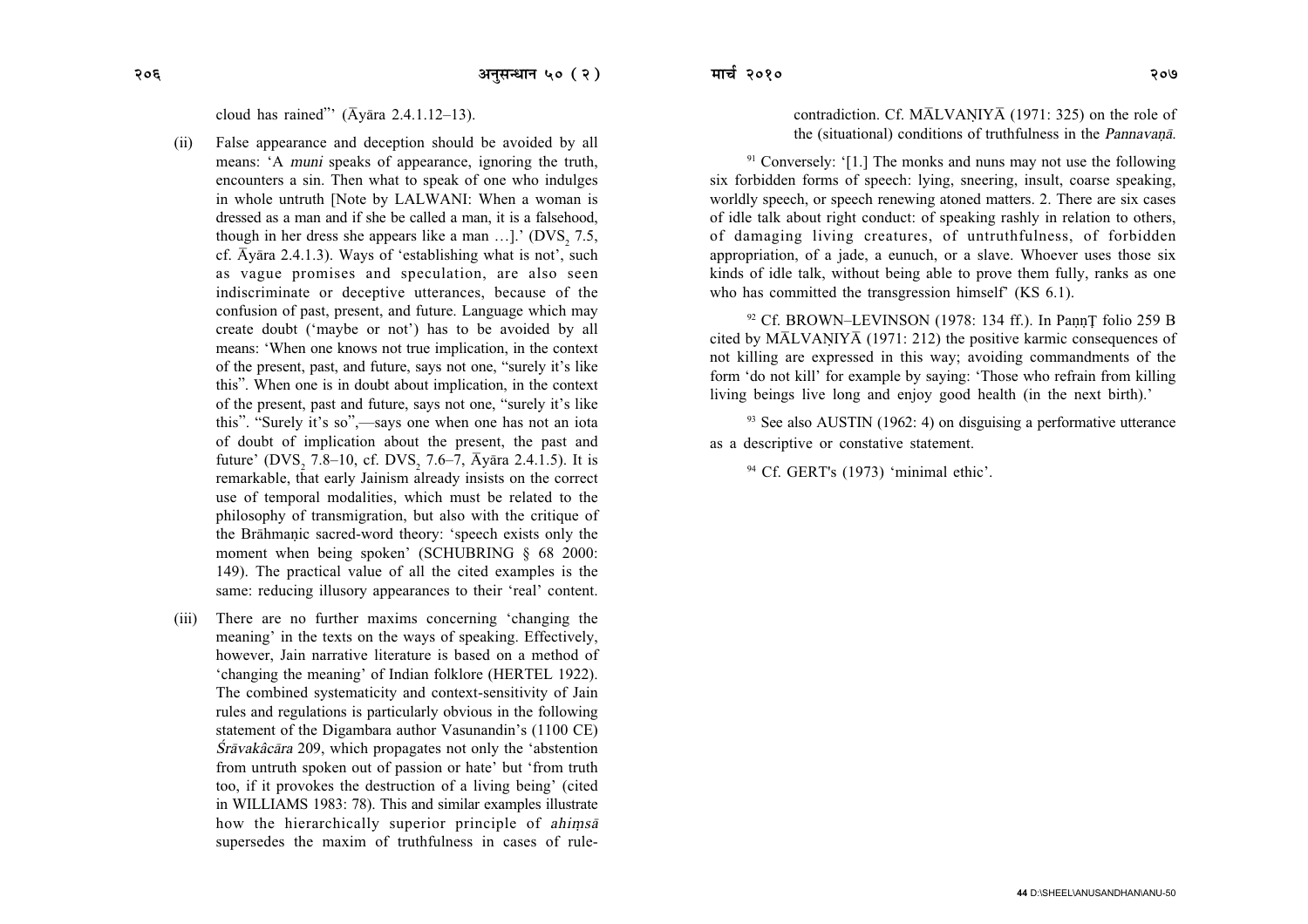cloud has rained"' (Āyāra 2.4.1.12–13).

(ii) False appearance and deception should be avoided by all means: 'A *muni* speaks of appearance, ignoring the truth, encounters a sin. Then what to speak of one who indulges in whole untruth [Note by LALWANI: When a woman is dressed as a man and if she be called a man, it is a falsehood, though in her dress she appears like a man …].' ($DVS_2$ 7.5, cf. Āyāra 2.4.1.3). Ways of 'establishing what is not', such as vague promises and speculation, are also seen indiscriminate or deceptive utterances, because of the confusion of past, present, and future. Language which may create doubt ('maybe or not') has to be avoided by all means: 'When one knows not true implication, in the context of the present, past, and future, says not one, "surely it's like this". When one is in doubt about implication, in the context of the present, past and future, says not one, "surely it's like this". "Surely it's so",—says one when one has not an iota of doubt of implication about the present, the past and future' ($DVS_2$ 7.8–10, cf. $DVS_2$ 7.6–7, Āyāra 2.4.1.5). It is remarkable, that early Jainism already insists on the correct use of temporal modalities, which must be related to the philosophy of transmigration, but also with the critique of the Brāhmaṇic sacred-word theory: 'speech exists only the moment when being spoken' (SCHUBRING § 68 2000: 149). The practical value of all the cited examples is the same: reducing illusory appearances to their 'real' content.

(iii) There are no further maxims concerning 'changing the meaning' in the texts on the ways of speaking. Effectively, however, Jain narrative literature is based on a method of 'changing the meaning' of Indian folklore (HERTEL 1922). The combined systematicity and context-sensitivity of Jain rules and regulations is particularly obvious in the following statement of the Digambara author Vasunandin's (1100 CE) *Śrāvakâcāra* 209, which propagates not only the 'abstention from untruth spoken out of passion or hate' but 'from truth too, if it provokes the destruction of a living being' (cited in WILLIAMS 1983: 78). This and similar examples illustrate how the hierarchically superior principle of *ahiṃsā* supersedes the maxim of truthfulness in cases of rule-contradiction. Cf. MĀLVAṆIYĀ (1971: 325) on the role of the (situational) conditions of truthfulness in the *Pannavaṇā*.

[91] Conversely: '[1.] The monks and nuns may not use the following six forbidden forms of speech: lying, sneering, insult, coarse speaking, worldly speech, or speech renewing atoned matters. 2. There are six cases of idle talk about right conduct: of speaking rashly in relation to others, of damaging living creatures, of untruthfulness, of forbidden appropriation, of a jade, a eunuch, or a slave. Whoever uses those six kinds of idle talk, without being able to prove them fully, ranks as one who has committed the transgression himself' (KS 6.1).

[92] Cf. BROWN–LEVINSON (1978: 134 ff.). In PaṇṇṬ folio 259 B cited by MĀLVAṆIYĀ (1971: 212) the positive karmic consequences of not killing are expressed in this way; avoiding commandments of the form 'do not kill' for example by saying: 'Those who refrain from killing living beings live long and enjoy good health (in the next birth).'

[93] See also AUSTIN (1962: 4) on disguising a performative utterance as a descriptive or constative statement.

[94] Cf. GERT's (1973) 'minimal ethic'.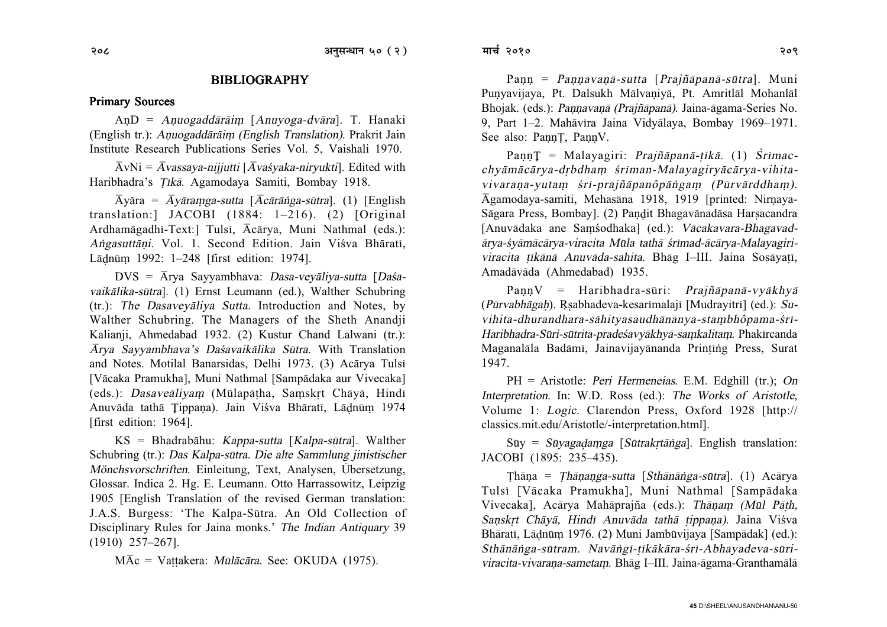## BIBLIOGRAPHY

### Primary Sources

AṇD = *Aṇuogaddārāiṃ* [*Anuyoga-dvāra*]. T. Hanaki (English tr.): *Aṇuogaddārāiṃ (English Translation)*. Prakrit Jain Institute Research Publications Series Vol. 5, Vaishali 1970.

ĀvNi = *Āvassaya-nijjutti* [*Āvaśyaka-niryukti*]. Edited with Haribhadra's *Ṭikā*. Agamodaya Samiti, Bombay 1918.

Āyāra = *Āyāraṃga-sutta* [*Ācārāṅga-sūtra*]. (1) [English translation:] JACOBI (1884: 1–216). (2) [Original Ardhamāgadhī-Text:] Tulsī, Ācārya, Muni Nathmal (eds.): *Aṅgasuttāṇi*. Vol. 1. Second Edition. Jain Viśva Bhāratī, Lāḍnūṃ 1992: 1–248 [first edition: 1974].

DVS = Ārya Sayyambhava: *Dasa-veyāliya-sutta* [*Daśa-vaikālika-sūtra*]. (1) Ernst Leumann (ed.), Walther Schubring (tr.): *The Dasaveyāliya Sutta*. Introduction and Notes, by Walther Schubring. The Managers of the Sheth Anandji Kalianji, Ahmedabad 1932. (2) Kustur Chand Lalwani (tr.): *Ārya Sayyambhava's Daśavaikālika Sūtra*. With Translation and Notes. Motilal Banarsidas, Delhi 1973. (3) Acārya Tulsī [Vācaka Pramukha], Muni Nathmal [Sampādaka aur Vivecaka] (eds.): *Dasaveāliyaṃ* (Mūlapāṭha, Saṃskṛt Chāyā, Hindī Anuvāda tathā Ṭippaṇa). Jain Viśva Bhāratī, Lāḍnūṃ 1974 [first edition: 1964].

KS = Bhadrabāhu: *Kappa-sutta* [*Kalpa-sūtra*]. Walther Schubring (tr.): *Das Kalpa-sūtra. Die alte Sammlung jinistischer Mönchsvorschriften*. Einleitung, Text, Analysen, Übersetzung, Glossar. Indica 2. Hg. E. Leumann. Otto Harrassowitz, Leipzig 1905 [English Translation of the revised German translation: J.A.S. Burgess: 'The Kalpa-Sūtra. An Old Collection of Disciplinary Rules for Jaina monks.' *The Indian Antiquary* 39 (1910) 257–267].

MĀc = Vaṭṭakera: *Mūlācāra*. See: OKUDA (1975).

Paṇṇ = *Paṇṇavaṇā-sutta* [*Prajñāpanā-sūtra*]. Muni Puṇyavijaya, Pt. Dalsukh Mālvaṇiyā, Pt. Amritlāl Mohanlāl Bhojak. (eds.): *Paṇṇavaṇā (Prajñāpanā)*. Jaina-āgama-Series No. 9, Part 1–2. Mahāvīra Jaina Vidyālaya, Bombay 1969–1971. See also: PaṇṇṬ, PaṇṇV.

PaṇṇṬ = Malayagiri: *Prajñāpanā-ṭīkā*. (1) *Śrīmac-chyāmācārya-dṛbdhaṃ śrīman-Malayagiryācārya-vihita-vivaraṇa-yutaṃ śrī-prajñāpanôpāṅgaṃ (Pūrvārddhaṃ)*. Āgamodaya-samiti, Mehasāna 1918, 1919 [printed: Nirṇaya-Sāgara Press, Bombay]. (2) Paṇḍit Bhagavānadāsa Harṣacandra [Anuvādaka ane Saṃśodhaka] (ed.): *Vācakavara-Bhagavad-ārya-śyāmācārya-viracita Mūla tathā śrīmad-ācārya-Malayagiri-viracita ṭikānā Anuvāda-sahita*. Bhāg I–III. Jaina Sosāyaṭī, Amadāvāda (Ahmedabad) 1935.

PaṇṇV = Haribhadra-sūri: *Prajñāpanā-vyākhyā* (*Pūrvabhāgaḥ*). Ṛṣabhadeva-kesarīmalajī [Mudrayitrī] (ed.): *Su-vihita-dhurandhara-sāhityasaudhānanya-staṃbhôpama-śrī-Haribhadra-Sūri-sūtrita-pradeśavyākhyā-saṃkalitaṃ*. Phakīrcanda Maganalāla Badāmī, Jainavijayānanda Priṇṭiṅg Press, Surat 1947.

PH = Aristotle: *Peri Hermeneias*. E.M. Edghill (tr.); *On Interpretation*. In: W.D. Ross (ed.): *The Works of Aristotle*, Volume 1: *Logic*. Clarendon Press, Oxford 1928 [http://classics.mit.edu/Aristotle/-interpretation.html].

Sūy = *Sūyagaḍaṃga* [*Sūtrakṛtāṅga*]. English translation: JACOBI (1895: 235–435).

Ṭhāṇa = *Ṭhāṇaṅga-sutta* [*Sthānāṅga-sūtra*]. (1) Acārya Tulsī [Vācaka Pramukha], Muni Nathmal [Sampādaka Vivecaka], Acārya Mahāprajña (eds.): *Thāṇaṃ (Mūl Pāṭh, Saṇskṛt Chāyā, Hindi Anuvāda tathā ṭippaṇa)*. Jaina Viśva Bhāratī, Lāḍnūṃ 1976. (2) Muni Jambūvijaya [Sampādak] (ed.): *Sthānāṅga-sūtram. Navāṅgī-ṭīkākāra-śrī-Abhayadeva-sūri-viracita-vivaraṇa-sametaṃ*. Bhāg I–III. Jaina-āgama-Granthamālā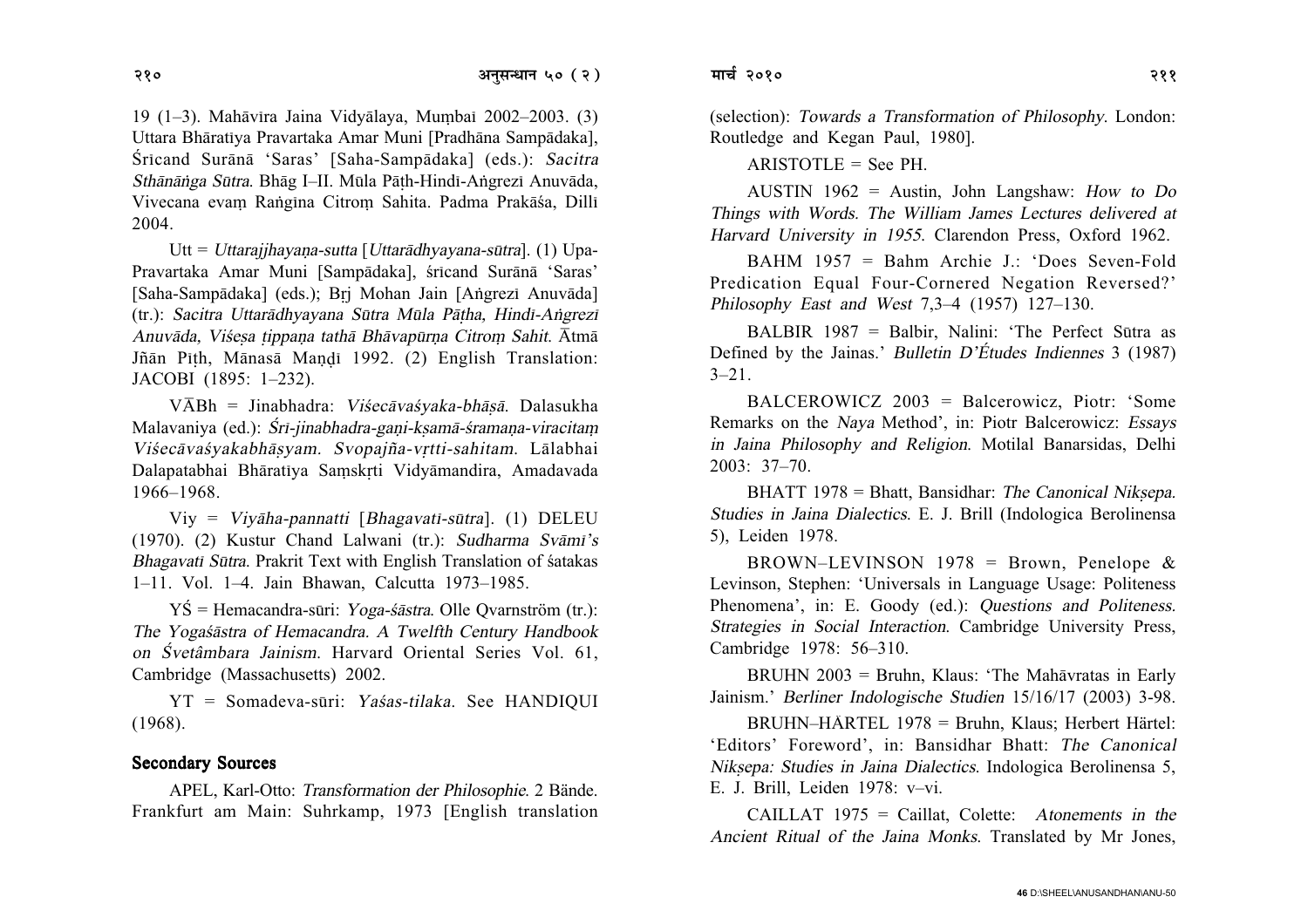19 (1–3). Mahāvīra Jaina Vidyālaya, Muṃbaī 2002–2003. (3) Uttara Bhāratīya Pravartaka Amar Muni [Pradhāna Sampādaka], Śrīcand Surānā 'Saras' [Saha-Sampādaka] (eds.): *Sacitra Sthānāṅga Sūtra*. Bhāg I–II. Mūla Pāṭh-Hindī-Aṅgrezī Anuvāda, Vivecana evaṃ Raṅgīna Citroṃ Sahita. Padma Prakāśa, Dillī 2004.

Utt = *Uttarajjhayaṇa-sutta* [*Uttarādhyayana-sūtra*]. (1) Upa-Pravartaka Amar Muni [Sampādaka], śrīcand Surānā 'Saras' [Saha-Sampādaka] (eds.); Bṛj Mohan Jain [Aṅgrezī Anuvāda] (tr.): *Sacitra Uttarādhyayana Sūtra Mūla Pāṭha, Hindī-Aṅgrezī Anuvāda, Viśeṣa ṭippaṇa tathā Bhāvapūrṇa Citroṃ Sahit*. Ātmā Jñān Pīṭh, Mānasā Maṇḍī 1992. (2) English Translation: JACOBI (1895: 1–232).

VĀBh = Jinabhadra: *Viśecāvaśyaka-bhāṣā*. Dalasukha Malavaniya (ed.): *Śrī-jinabhadra-gaṇi-kṣamā-śramaṇa-viracitaṃ Viśecāvaśyakabhāṣyam. Svopajña-vṛtti-sahitam*. Lālabhai Dalapatabhai Bhāratīya Saṃskṛti Vidyāmandira, Amadavada 1966–1968.

Viy = *Viyāha-pannatti* [*Bhagavatī-sūtra*]. (1) DELEU (1970). (2) Kustur Chand Lalwani (tr.): *Sudharma Svāmī's Bhagavatī Sūtra*. Prakrit Text with English Translation of śatakas 1–11. Vol. 1–4. Jain Bhawan, Calcutta 1973–1985.

YŚ = Hemacandra-sūri: *Yoga-śāstra*. Olle Qvarnström (tr.): *The Yogaśāstra of Hemacandra. A Twelfth Century Handbook on Śvetâmbara Jainism*. Harvard Oriental Series Vol. 61, Cambridge (Massachusetts) 2002.

YT = Somadeva-sūri: *Yaśas-tilaka*. See HANDIQUI (1968).

## Secondary Sources

APEL, Karl-Otto: *Transformation der Philosophie*. 2 Bände. Frankfurt am Main: Suhrkamp, 1973 [English translation (selection): *Towards a Transformation of Philosophy*. London: Routledge and Kegan Paul, 1980].

ARISTOTLE = See PH.

AUSTIN 1962 = Austin, John Langshaw: *How to Do Things with Words. The William James Lectures delivered at Harvard University in 1955*. Clarendon Press, Oxford 1962.

BAHM 1957 = Bahm Archie J.: 'Does Seven-Fold Predication Equal Four-Cornered Negation Reversed?' *Philosophy East and West* 7,3–4 (1957) 127–130.

BALBIR 1987 = Balbir, Nalini: 'The Perfect Sūtra as Defined by the Jainas.' *Bulletin D'Études Indiennes* 3 (1987) 3–21.

BALCEROWICZ 2003 = Balcerowicz, Piotr: 'Some Remarks on the *Naya* Method', in: Piotr Balcerowicz: *Essays in Jaina Philosophy and Religion*. Motilal Banarsidas, Delhi 2003: 37–70.

BHATT 1978 = Bhatt, Bansidhar: *The Canonical Nikṣepa. Studies in Jaina Dialectics*. E. J. Brill (Indologica Berolinensa 5), Leiden 1978.

BROWN–LEVINSON 1978 = Brown, Penelope & Levinson, Stephen: 'Universals in Language Usage: Politeness Phenomena', in: E. Goody (ed.): *Questions and Politeness. Strategies in Social Interaction*. Cambridge University Press, Cambridge 1978: 56–310.

BRUHN 2003 = Bruhn, Klaus: 'The Mahāvratas in Early Jainism.' *Berliner Indologische Studien* 15/16/17 (2003) 3-98.

BRUHN–HÄRTEL 1978 = Bruhn, Klaus; Herbert Härtel: 'Editors' Foreword', in: Bansidhar Bhatt: *The Canonical Nikṣepa: Studies in Jaina Dialectics*. Indologica Berolinensa 5, E. J. Brill, Leiden 1978: v–vi.

CAILLAT 1975 = Caillat, Colette: *Atonements in the Ancient Ritual of the Jaina Monks*. Translated by Mr Jones,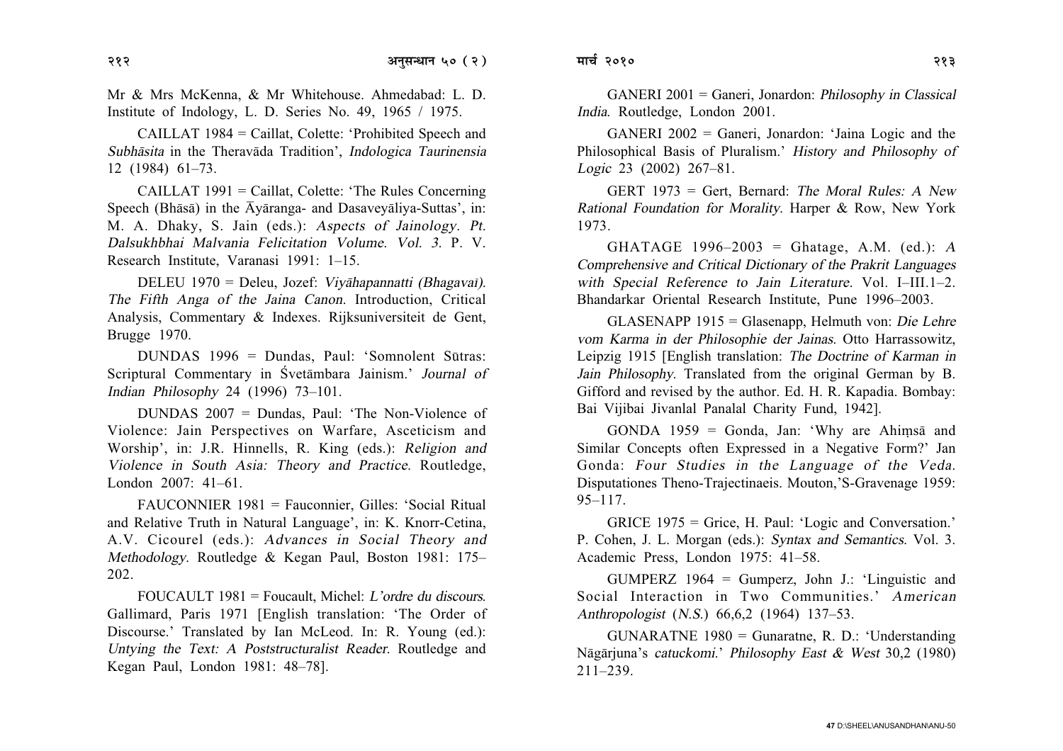Mr & Mrs McKenna, & Mr Whitehouse. Ahmedabad: L. D. Institute of Indology, L. D. Series No. 49, 1965 / 1975.

CAILLAT 1984 = Caillat, Colette: 'Prohibited Speech and *Subhāsita* in the Theravāda Tradition', *Indologica Taurinensia* 12 (1984) 61–73.

CAILLAT 1991 = Caillat, Colette: 'The Rules Concerning Speech (Bhāsā) in the Āyāranga- and Dasaveyāliya-Suttas', in: M. A. Dhaky, S. Jain (eds.): *Aspects of Jainology. Pt. Dalsukhbhai Malvania Felicitation Volume. Vol. 3.* P. V. Research Institute, Varanasi 1991: 1–15.

DELEU 1970 = Deleu, Jozef: *Viyāhapannatti (Bhagavai). The Fifth Anga of the Jaina Canon.* Introduction, Critical Analysis, Commentary & Indexes. Rijksuniversiteit de Gent, Brugge 1970.

DUNDAS 1996 = Dundas, Paul: 'Somnolent Sūtras: Scriptural Commentary in Śvetāmbara Jainism.' *Journal of Indian Philosophy* 24 (1996) 73–101.

DUNDAS 2007 = Dundas, Paul: 'The Non-Violence of Violence: Jain Perspectives on Warfare, Asceticism and Worship', in: J.R. Hinnells, R. King (eds.): *Religion and Violence in South Asia: Theory and Practice.* Routledge, London 2007: 41–61.

FAUCONNIER 1981 = Fauconnier, Gilles: 'Social Ritual and Relative Truth in Natural Language', in: K. Knorr-Cetina, A.V. Cicourel (eds.): *Advances in Social Theory and Methodology.* Routledge & Kegan Paul, Boston 1981: 175–202.

FOUCAULT 1981 = Foucault, Michel: *L'ordre du discours.* Gallimard, Paris 1971 [English translation: 'The Order of Discourse.' Translated by Ian McLeod. In: R. Young (ed.): *Untying the Text: A Poststructuralist Reader.* Routledge and Kegan Paul, London 1981: 48–78].

GANERI 2001 = Ganeri, Jonardon: *Philosophy in Classical India.* Routledge, London 2001.

GANERI 2002 = Ganeri, Jonardon: 'Jaina Logic and the Philosophical Basis of Pluralism.' *History and Philosophy of Logic* 23 (2002) 267–81.

GERT 1973 = Gert, Bernard: *The Moral Rules: A New Rational Foundation for Morality.* Harper & Row, New York 1973.

GHATAGE 1996–2003 = Ghatage, A.M. (ed.): *A Comprehensive and Critical Dictionary of the Prakrit Languages with Special Reference to Jain Literature.* Vol. I–III.1–2. Bhandarkar Oriental Research Institute, Pune 1996–2003.

GLASENAPP 1915 = Glasenapp, Helmuth von: *Die Lehre vom Karma in der Philosophie der Jainas.* Otto Harrassowitz, Leipzig 1915 [English translation: *The Doctrine of Karman in Jain Philosophy.* Translated from the original German by B. Gifford and revised by the author. Ed. H. R. Kapadia. Bombay: Bai Vijibai Jivanlal Panalal Charity Fund, 1942].

GONDA 1959 = Gonda, Jan: 'Why are Ahiṃsā and Similar Concepts often Expressed in a Negative Form?' Jan Gonda: *Four Studies in the Language of the Veda.* Disputationes Theno-Trajectinaeis. Mouton,'S-Gravenage 1959: 95–117.

GRICE 1975 = Grice, H. Paul: 'Logic and Conversation.' P. Cohen, J. L. Morgan (eds.): *Syntax and Semantics.* Vol. 3. Academic Press, London 1975: 41–58.

GUMPERZ 1964 = Gumperz, John J.: 'Linguistic and Social Interaction in Two Communities.' *American Anthropologist* (*N.S.*) 66,6,2 (1964) 137–53.

GUNARATNE 1980 = Gunaratne, R. D.: 'Understanding Nāgārjuna's *catuckomi*.' *Philosophy East & West* 30,2 (1980) 211–239.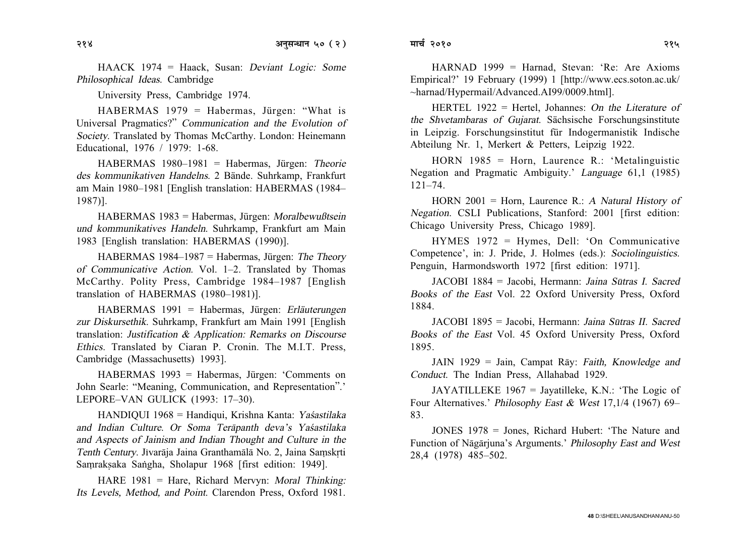HAACK 1974 = Haack, Susan: *Deviant Logic: Some Philosophical Ideas.* Cambridge

University Press, Cambridge 1974.

HABERMAS 1979 = Habermas, Jürgen: "What is Universal Pragmatics?" *Communication and the Evolution of Society*. Translated by Thomas McCarthy. London: Heinemann Educational, 1976 / 1979: 1-68.

HABERMAS 1980–1981 = Habermas, Jürgen: *Theorie des kommunikativen Handelns*. 2 Bände. Suhrkamp, Frankfurt am Main 1980–1981 [English translation: HABERMAS (1984–1987)].

HABERMAS 1983 = Habermas, Jürgen: *Moralbewußtsein und kommunikatives Handeln*. Suhrkamp, Frankfurt am Main 1983 [English translation: HABERMAS (1990)].

HABERMAS 1984–1987 = Habermas, Jürgen: *The Theory of Communicative Action*. Vol. 1–2. Translated by Thomas McCarthy. Polity Press, Cambridge 1984–1987 [English translation of HABERMAS (1980–1981)].

HABERMAS 1991 = Habermas, Jürgen: *Erläuterungen zur Diskursethik*. Suhrkamp, Frankfurt am Main 1991 [English translation: *Justification & Application: Remarks on Discourse Ethics*. Translated by Ciaran P. Cronin. The M.I.T. Press, Cambridge (Massachusetts) 1993].

HABERMAS 1993 = Habermas, Jürgen: 'Comments on John Searle: "Meaning, Communication, and Representation".' LEPORE–VAN GULICK (1993: 17–30).

HANDIQUI 1968 = Handiqui, Krishna Kanta: *Yaśastilaka and Indian Culture. Or Soma Terāpanth deva's Yaśastilaka and Aspects of Jainism and Indian Thought and Culture in the Tenth Century*. Jivarāja Jaina Granthamālā No. 2, Jaina Saṃskṛti Saṃrakṣaka Saṅgha, Sholapur 1968 [first edition: 1949].

HARE 1981 = Hare, Richard Mervyn: *Moral Thinking: Its Levels, Method, and Point*. Clarendon Press, Oxford 1981.

HARNAD 1999 = Harnad, Stevan: 'Re: Are Axioms Empirical?' 19 February (1999) 1 [http://www.ecs.soton.ac.uk/~harnad/Hypermail/Advanced.AI99/0009.html].

HERTEL 1922 = Hertel, Johannes: *On the Literature of the Shvetambaras of Gujarat*. Sächsische Forschungsinstitute in Leipzig. Forschungsinstitut für Indogermanistik Indische Abteilung Nr. 1, Merkert & Petters, Leipzig 1922.

HORN 1985 = Horn, Laurence R.: 'Metalinguistic Negation and Pragmatic Ambiguity.' *Language* 61,1 (1985) 121–74.

HORN 2001 = Horn, Laurence R.: *A Natural History of Negation*. CSLI Publications, Stanford: 2001 [first edition: Chicago University Press, Chicago 1989].

HYMES 1972 = Hymes, Dell: 'On Communicative Competence', in: J. Pride, J. Holmes (eds.): *Sociolinguistics*. Penguin, Harmondsworth 1972 [first edition: 1971].

JACOBI 1884 = Jacobi, Hermann: *Jaina Sūtras I. Sacred Books of the East* Vol. 22 Oxford University Press, Oxford 1884.

JACOBI 1895 = Jacobi, Hermann: *Jaina Sūtras II. Sacred Books of the East* Vol. 45 Oxford University Press, Oxford 1895.

JAIN 1929 = Jain, Campat Rāy: *Faith, Knowledge and Conduct*. The Indian Press, Allahabad 1929.

JAYATILLEKE 1967 = Jayatilleke, K.N.: 'The Logic of Four Alternatives.' *Philosophy East & West* 17,1/4 (1967) 69–83.

JONES 1978 = Jones, Richard Hubert: 'The Nature and Function of Nāgārjuna's Arguments.' *Philosophy East and West* 28,4 (1978) 485–502.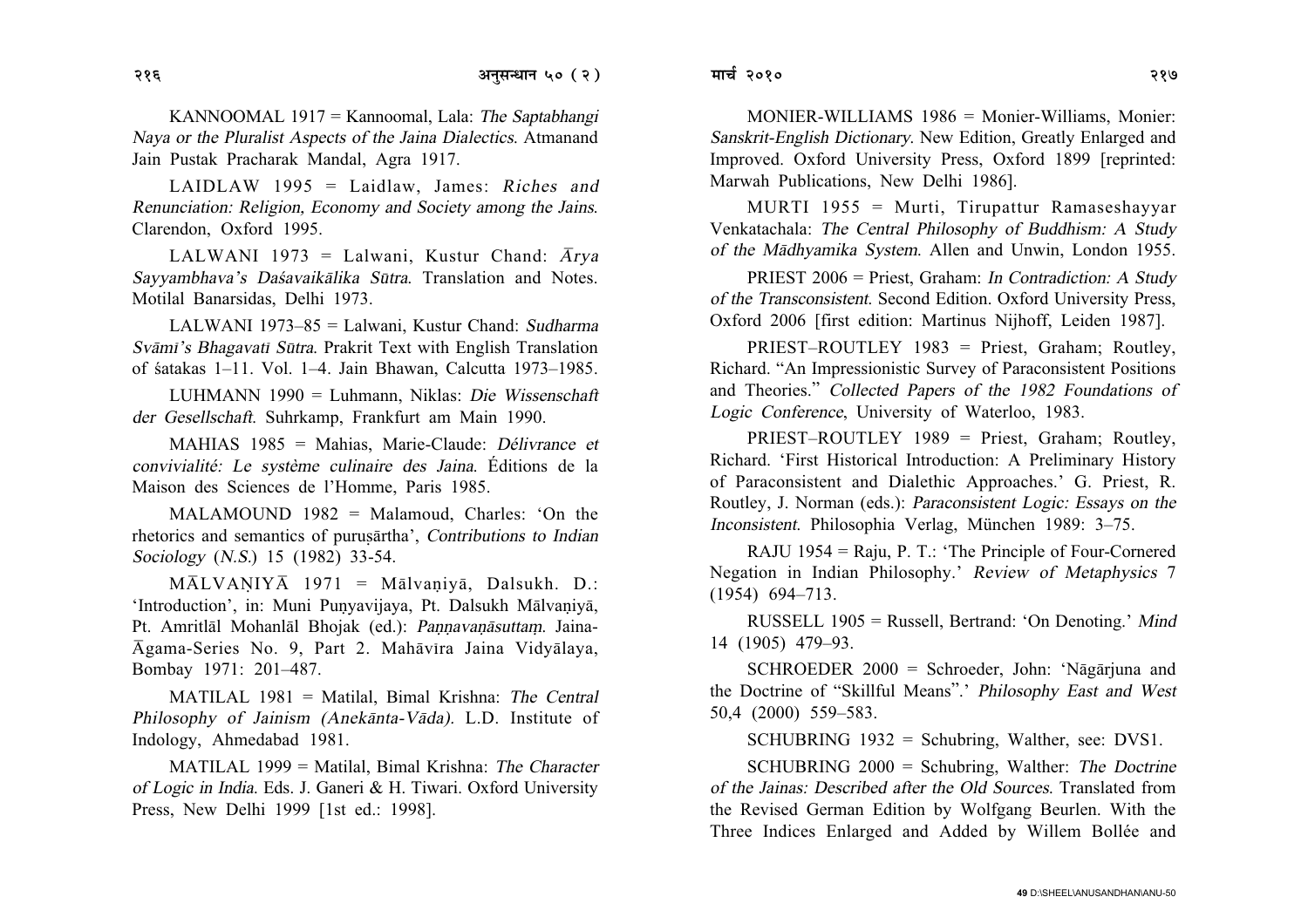KANNOOMAL 1917 = Kannoomal, Lala: *The Saptabhangi Naya or the Pluralist Aspects of the Jaina Dialectics*. Atmanand Jain Pustak Pracharak Mandal, Agra 1917.

LAIDLAW 1995 = Laidlaw, James: *Riches and Renunciation: Religion, Economy and Society among the Jains*. Clarendon, Oxford 1995.

LALWANI 1973 = Lalwani, Kustur Chand: *Ārya Sayyambhava's Daśavaikālika Sūtra*. Translation and Notes. Motilal Banarsidas, Delhi 1973.

LALWANI 1973–85 = Lalwani, Kustur Chand: *Sudharma Svāmī's Bhagavatī Sūtra*. Prakrit Text with English Translation of śatakas 1–11. Vol. 1–4. Jain Bhawan, Calcutta 1973–1985.

LUHMANN 1990 = Luhmann, Niklas: *Die Wissenschaft der Gesellschaft*. Suhrkamp, Frankfurt am Main 1990.

MAHIAS 1985 = Mahias, Marie-Claude: *Délivrance et convivialité: Le système culinaire des Jaina*. Éditions de la Maison des Sciences de l'Homme, Paris 1985.

MALAMOUND 1982 = Malamoud, Charles: 'On the rhetorics and semantics of puruṣārtha', *Contributions to Indian Sociology* (*N.S.*) 15 (1982) 33-54.

MĀLVAṆIYĀ 1971 = Mālvaṇiyā, Dalsukh. D.: 'Introduction', in: Muni Puṇyavijaya, Pt. Dalsukh Mālvaṇiyā, Pt. Amritlāl Mohanlāl Bhojak (ed.): *Paṇṇavaṇāsuttaṃ*. Jaina-Āgama-Series No. 9, Part 2. Mahāvīra Jaina Vidyālaya, Bombay 1971: 201–487.

MATILAL 1981 = Matilal, Bimal Krishna: *The Central Philosophy of Jainism (Anekānta-Vāda)*. L.D. Institute of Indology, Ahmedabad 1981.

MATILAL 1999 = Matilal, Bimal Krishna: *The Character of Logic in India*. Eds. J. Ganeri & H. Tiwari. Oxford University Press, New Delhi 1999 [1st ed.: 1998].

MONIER-WILLIAMS 1986 = Monier-Williams, Monier: *Sanskrit-English Dictionary*. New Edition, Greatly Enlarged and Improved. Oxford University Press, Oxford 1899 [reprinted: Marwah Publications, New Delhi 1986].

MURTI 1955 = Murti, Tirupattur Ramaseshayyar Venkatachala: *The Central Philosophy of Buddhism: A Study of the Mādhyamika System*. Allen and Unwin, London 1955.

PRIEST 2006 = Priest, Graham: *In Contradiction: A Study of the Transconsistent*. Second Edition. Oxford University Press, Oxford 2006 [first edition: Martinus Nijhoff, Leiden 1987].

PRIEST–ROUTLEY 1983 = Priest, Graham; Routley, Richard. "An Impressionistic Survey of Paraconsistent Positions and Theories." *Collected Papers of the 1982 Foundations of Logic Conference*, University of Waterloo, 1983.

PRIEST–ROUTLEY 1989 = Priest, Graham; Routley, Richard. 'First Historical Introduction: A Preliminary History of Paraconsistent and Dialethic Approaches.' G. Priest, R. Routley, J. Norman (eds.): *Paraconsistent Logic: Essays on the Inconsistent*. Philosophia Verlag, München 1989: 3–75.

RAJU 1954 = Raju, P. T.: 'The Principle of Four-Cornered Negation in Indian Philosophy.' *Review of Metaphysics* 7 (1954) 694–713.

RUSSELL 1905 = Russell, Bertrand: 'On Denoting.' *Mind* 14 (1905) 479–93.

SCHROEDER 2000 = Schroeder, John: 'Nāgārjuna and the Doctrine of "Skillful Means".' *Philosophy East and West* 50,4 (2000) 559–583.

SCHUBRING 1932 = Schubring, Walther, see: DVS1.

SCHUBRING 2000 = Schubring, Walther: *The Doctrine of the Jainas: Described after the Old Sources*. Translated from the Revised German Edition by Wolfgang Beurlen. With the Three Indices Enlarged and Added by Willem Bollée and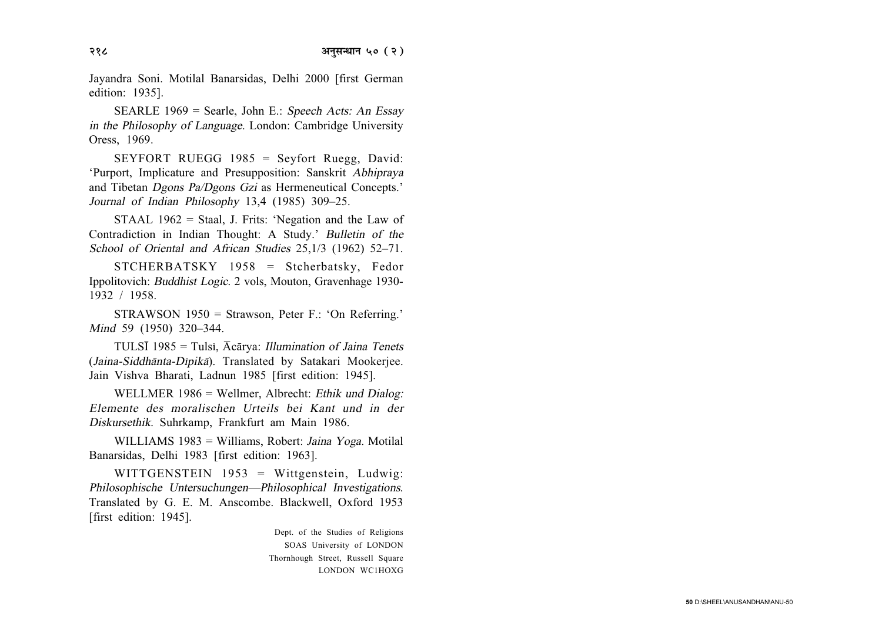Jayandra Soni. Motilal Banarsidas, Delhi 2000 [first German edition: 1935].

SEARLE 1969 = Searle, John E.: *Speech Acts: An Essay in the Philosophy of Language*. London: Cambridge University Oress, 1969.

SEYFORT RUEGG 1985 = Seyfort Ruegg, David: 'Purport, Implicature and Presupposition: Sanskrit *Abhipraya* and Tibetan *Dgons Pa/Dgons Gzi* as Hermeneutical Concepts.' *Journal of Indian Philosophy* 13,4 (1985) 309–25.

STAAL 1962 = Staal, J. Frits: 'Negation and the Law of Contradiction in Indian Thought: A Study.' *Bulletin of the School of Oriental and African Studies* 25,1/3 (1962) 52–71.

STCHERBATSKY 1958 = Stcherbatsky, Fedor Ippolitovich: *Buddhist Logic*. 2 vols, Mouton, Gravenhage 1930-1932 / 1958.

STRAWSON 1950 = Strawson, Peter F.: 'On Referring.' *Mind* 59 (1950) 320–344.

TULSĪ 1985 = Tulsī, Ācārya: *Illumination of Jaina Tenets* (*Jaina-Siddhānta-Dīpikā*). Translated by Satakari Mookerjee. Jain Vishva Bharati, Ladnun 1985 [first edition: 1945].

WELLMER 1986 = Wellmer, Albrecht: *Ethik und Dialog: Elemente des moralischen Urteils bei Kant und in der Diskursethik*. Suhrkamp, Frankfurt am Main 1986.

WILLIAMS 1983 = Williams, Robert: *Jaina Yoga*. Motilal Banarsidas, Delhi 1983 [first edition: 1963].

WITTGENSTEIN 1953 = Wittgenstein, Ludwig: *Philosophische Untersuchungen—Philosophical Investigations*. Translated by G. E. M. Anscombe. Blackwell, Oxford 1953 [first edition: 1945].

Dept. of the Studies of Religions
SOAS University of LONDON
Thornhough Street, Russell Square
LONDON WC1HOXG